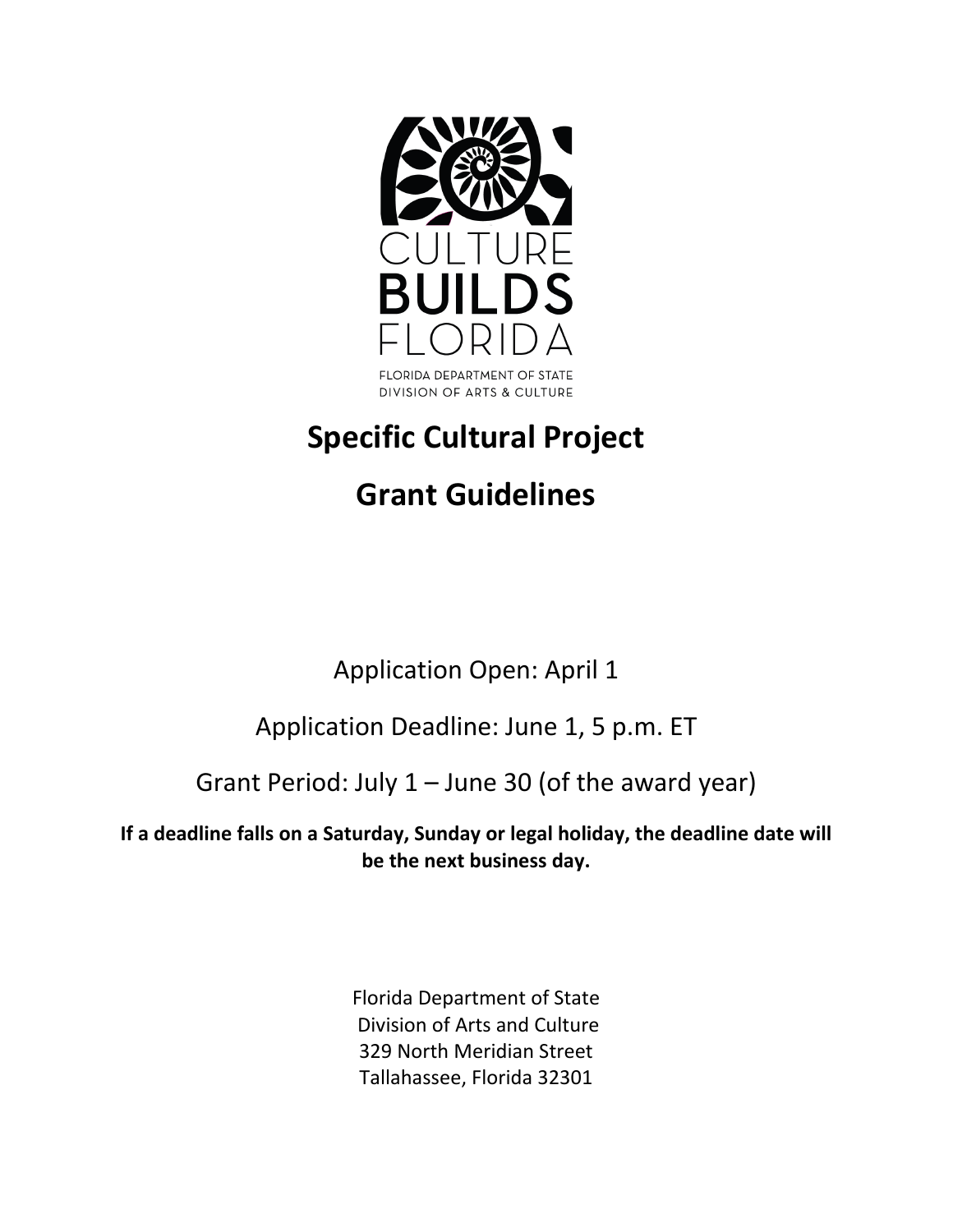CULTURE BUILDS FLORIDA

FLORIDA DEPARTMENT OF STATE
DIVISION OF ARTS & CULTURE

# Specific Cultural Project

# Grant Guidelines

Application Open: April 1

Application Deadline: June 1, 5 p.m. ET

Grant Period: July 1 – June 30 (of the award year)

**If a deadline falls on a Saturday, Sunday or legal holiday, the deadline date will be the next business day.**

Florida Department of State
Division of Arts and Culture
329 North Meridian Street
Tallahassee, Florida 32301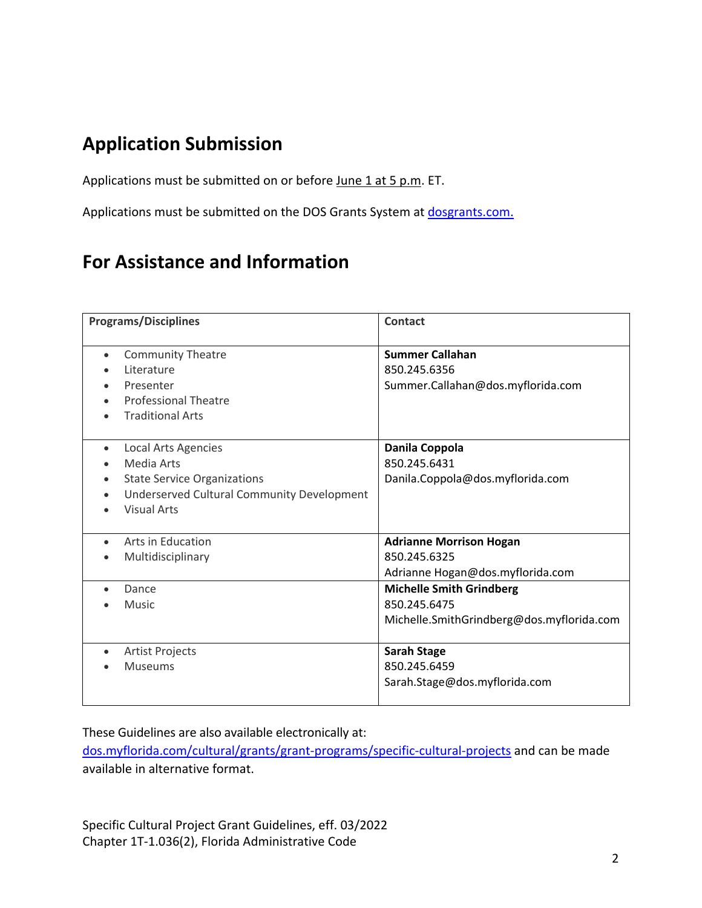## Application Submission

Applications must be submitted on or before June 1 at 5 p.m. ET.

Applications must be submitted on the DOS Grants System at dosgrants.com.

## For Assistance and Information

| Programs/Disciplines | Contact |
|---|---|
| • Community Theatre<br>• Literature<br>• Presenter<br>• Professional Theatre<br>• Traditional Arts | **Summer Callahan**<br>850.245.6356<br>Summer.Callahan@dos.myflorida.com |
| • Local Arts Agencies<br>• Media Arts<br>• State Service Organizations<br>• Underserved Cultural Community Development<br>• Visual Arts | **Danila Coppola**<br>850.245.6431<br>Danila.Coppola@dos.myflorida.com |
| • Arts in Education<br>• Multidisciplinary | **Adrianne Morrison Hogan**<br>850.245.6325<br>Adrianne Hogan@dos.myflorida.com |
| • Dance<br>• Music | **Michelle Smith Grindberg**<br>850.245.6475<br>Michelle.SmithGrindberg@dos.myflorida.com |
| • Artist Projects<br>• Museums | **Sarah Stage**<br>850.245.6459<br>Sarah.Stage@dos.myflorida.com |

These Guidelines are also available electronically at: dos.myflorida.com/cultural/grants/grant-programs/specific-cultural-projects and can be made available in alternative format.

Specific Cultural Project Grant Guidelines, eff. 03/2022
Chapter 1T-1.036(2), Florida Administrative Code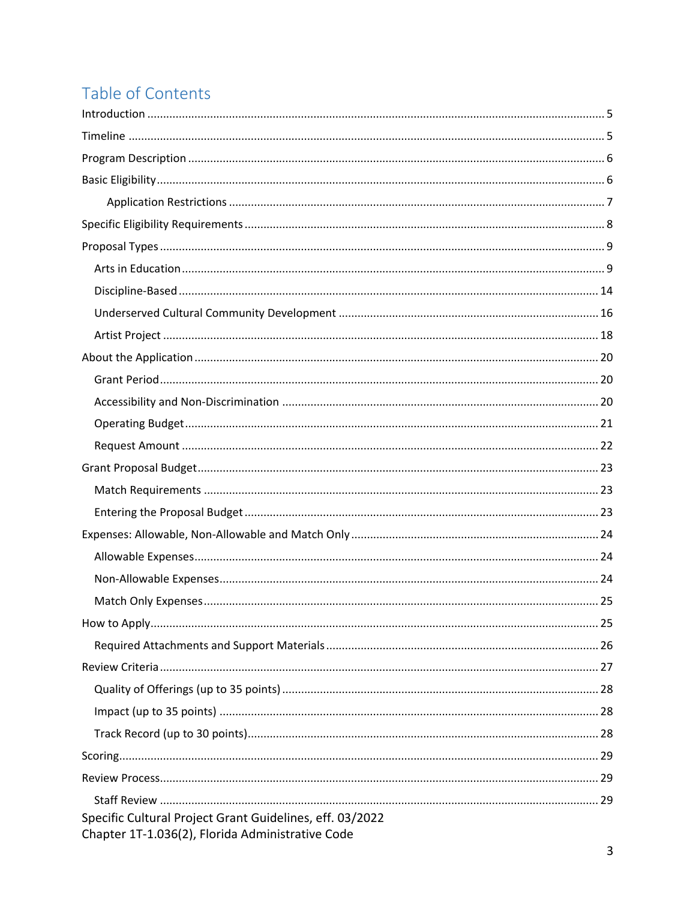# Table of Contents

- Introduction ..... 5
- Timeline ..... 5
- Program Description ..... 6
- Basic Eligibility ..... 6
    - Application Restrictions ..... 7
- Specific Eligibility Requirements ..... 8
- Proposal Types ..... 9
    - Arts in Education ..... 9
    - Discipline-Based ..... 14
    - Underserved Cultural Community Development ..... 16
    - Artist Project ..... 18
- About the Application ..... 20
    - Grant Period ..... 20
    - Accessibility and Non-Discrimination ..... 20
    - Operating Budget ..... 21
    - Request Amount ..... 22
- Grant Proposal Budget ..... 23
    - Match Requirements ..... 23
    - Entering the Proposal Budget ..... 23
- Expenses: Allowable, Non-Allowable and Match Only ..... 24
    - Allowable Expenses ..... 24
    - Non-Allowable Expenses ..... 24
    - Match Only Expenses ..... 25
- How to Apply ..... 25
    - Required Attachments and Support Materials ..... 26
- Review Criteria ..... 27
    - Quality of Offerings (up to 35 points) ..... 28
    - Impact (up to 35 points) ..... 28
    - Track Record (up to 30 points) ..... 28
- Scoring ..... 29
- Review Process ..... 29
    - Staff Review ..... 29

Specific Cultural Project Grant Guidelines, eff. 03/2022
Chapter 1T-1.036(2), Florida Administrative Code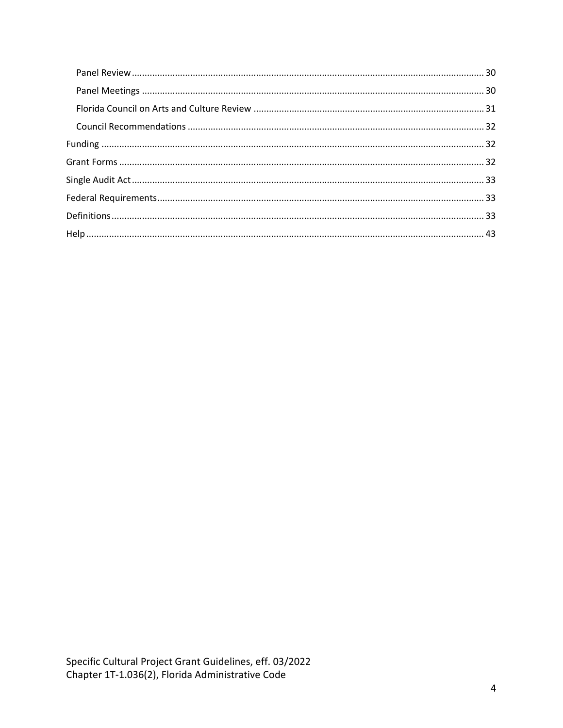- Panel Review ... 30
- Panel Meetings ... 30
- Florida Council on Arts and Culture Review ... 31
- Council Recommendations ... 32

Funding ... 32

Grant Forms ... 32

Single Audit Act ... 33

Federal Requirements ... 33

Definitions ... 33

Help ... 43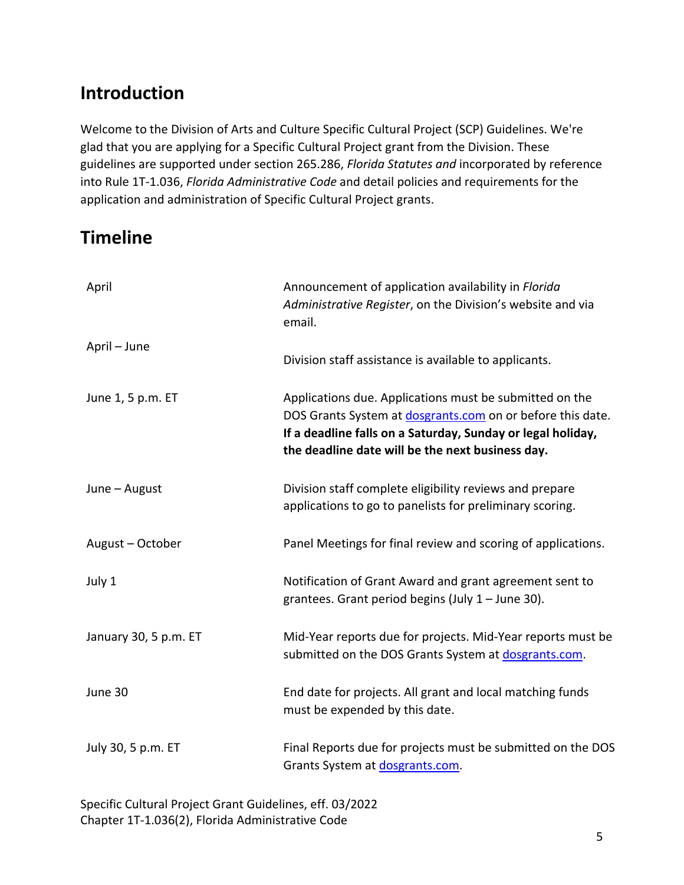## Introduction

Welcome to the Division of Arts and Culture Specific Cultural Project (SCP) Guidelines. We're glad that you are applying for a Specific Cultural Project grant from the Division. These guidelines are supported under section 265.286, *Florida Statutes and* incorporated by reference into Rule 1T-1.036, *Florida Administrative Code* and detail policies and requirements for the application and administration of Specific Cultural Project grants.

## Timeline

| | |
|---|---|
| April | Announcement of application availability in *Florida Administrative Register*, on the Division's website and via email. |
| April – June | Division staff assistance is available to applicants. |
| June 1, 5 p.m. ET | Applications due. Applications must be submitted on the DOS Grants System at dosgrants.com on or before this date. **If a deadline falls on a Saturday, Sunday or legal holiday, the deadline date will be the next business day.** |
| June – August | Division staff complete eligibility reviews and prepare applications to go to panelists for preliminary scoring. |
| August – October | Panel Meetings for final review and scoring of applications. |
| July 1 | Notification of Grant Award and grant agreement sent to grantees. Grant period begins (July 1 – June 30). |
| January 30, 5 p.m. ET | Mid-Year reports due for projects. Mid-Year reports must be submitted on the DOS Grants System at dosgrants.com. |
| June 30 | End date for projects. All grant and local matching funds must be expended by this date. |
| July 30, 5 p.m. ET | Final Reports due for projects must be submitted on the DOS Grants System at dosgrants.com. |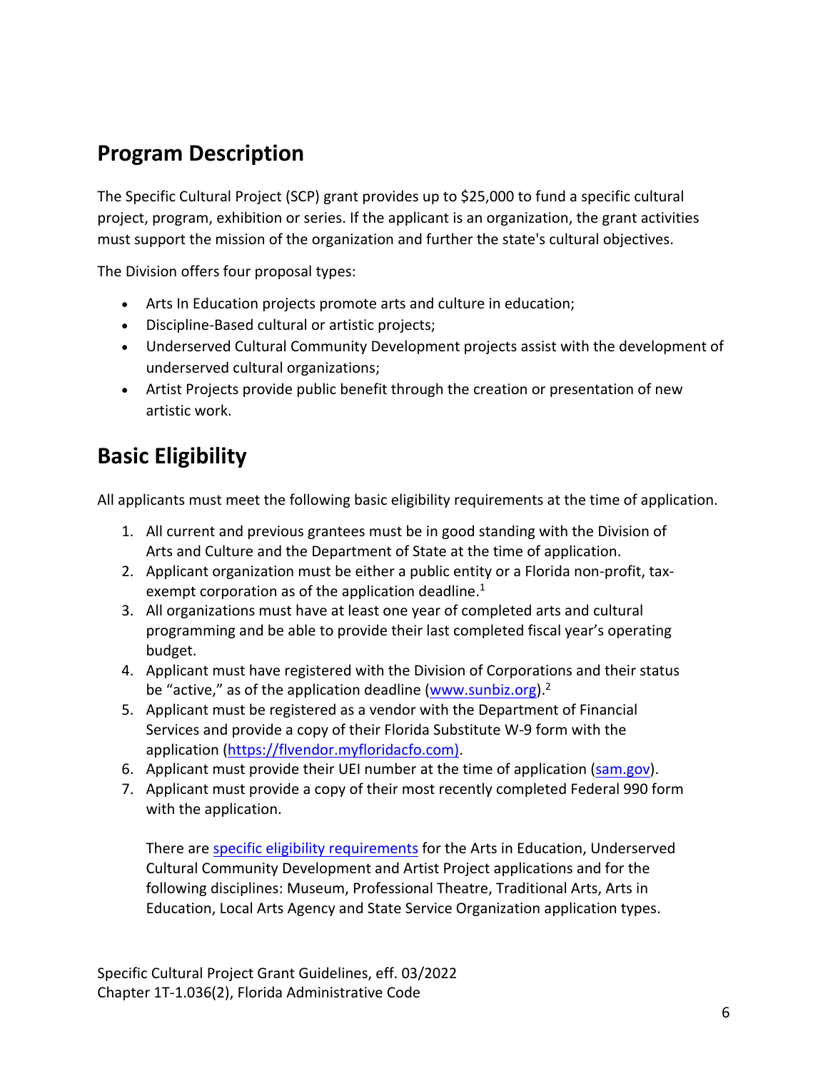## Program Description

The Specific Cultural Project (SCP) grant provides up to $25,000 to fund a specific cultural project, program, exhibition or series. If the applicant is an organization, the grant activities must support the mission of the organization and further the state's cultural objectives.

The Division offers four proposal types:

- Arts In Education projects promote arts and culture in education;
- Discipline-Based cultural or artistic projects;
- Underserved Cultural Community Development projects assist with the development of underserved cultural organizations;
- Artist Projects provide public benefit through the creation or presentation of new artistic work.

## Basic Eligibility

All applicants must meet the following basic eligibility requirements at the time of application.

1. All current and previous grantees must be in good standing with the Division of Arts and Culture and the Department of State at the time of application.
2. Applicant organization must be either a public entity or a Florida non-profit, tax-exempt corporation as of the application deadline.[1]
3. All organizations must have at least one year of completed arts and cultural programming and be able to provide their last completed fiscal year's operating budget.
4. Applicant must have registered with the Division of Corporations and their status be "active," as of the application deadline (www.sunbiz.org).[2]
5. Applicant must be registered as a vendor with the Department of Financial Services and provide a copy of their Florida Substitute W-9 form with the application (https://flvendor.myfloridacfo.com).
6. Applicant must provide their UEI number at the time of application (sam.gov).
7. Applicant must provide a copy of their most recently completed Federal 990 form with the application.

   There are specific eligibility requirements for the Arts in Education, Underserved Cultural Community Development and Artist Project applications and for the following disciplines: Museum, Professional Theatre, Traditional Arts, Arts in Education, Local Arts Agency and State Service Organization application types.

Specific Cultural Project Grant Guidelines, eff. 03/2022
Chapter 1T-1.036(2), Florida Administrative Code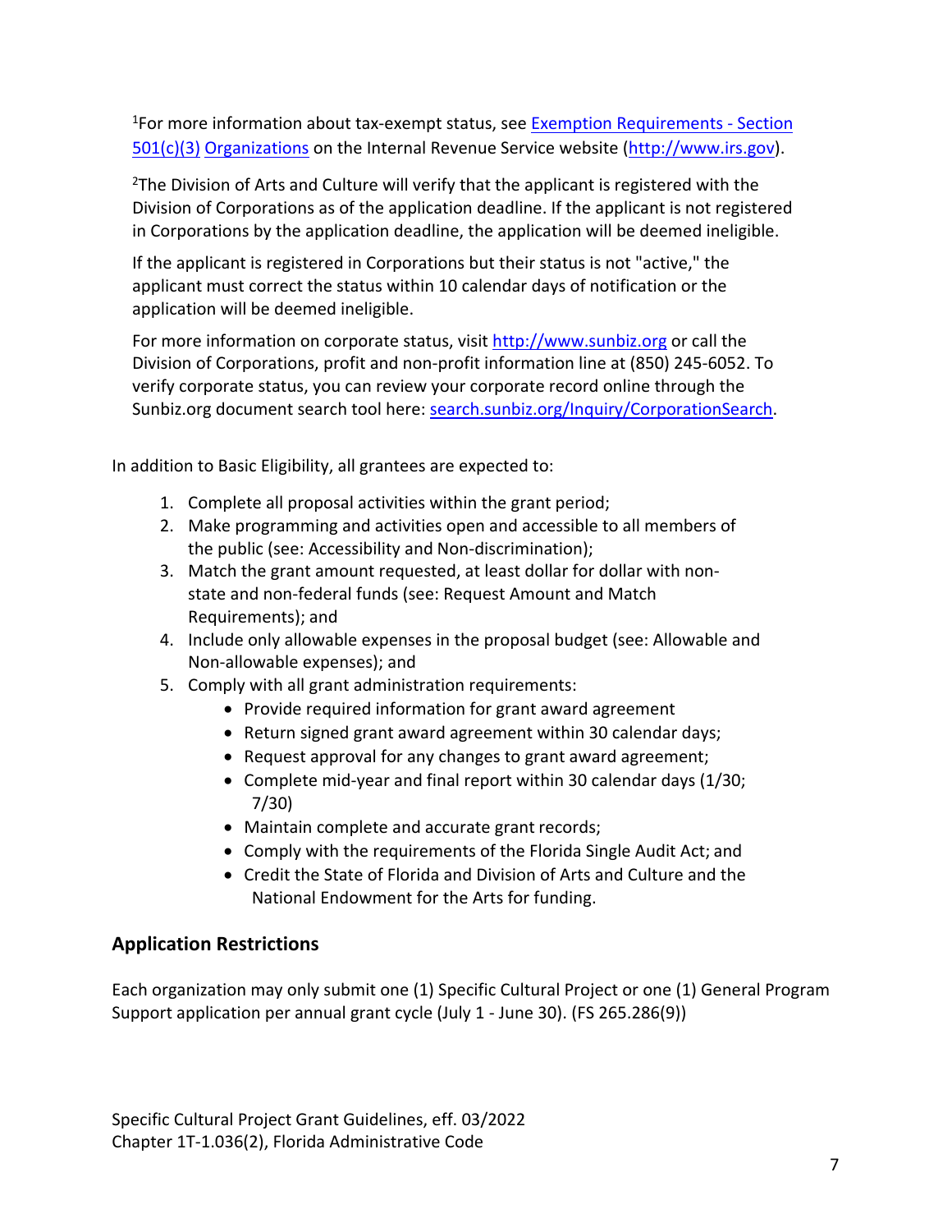[1]For more information about tax-exempt status, see [Exemption Requirements - Section 501(c)(3) Organizations](http://www.irs.gov) on the Internal Revenue Service website (http://www.irs.gov).

[2]The Division of Arts and Culture will verify that the applicant is registered with the Division of Corporations as of the application deadline. If the applicant is not registered in Corporations by the application deadline, the application will be deemed ineligible.

If the applicant is registered in Corporations but their status is not "active," the applicant must correct the status within 10 calendar days of notification or the application will be deemed ineligible.

For more information on corporate status, visit http://www.sunbiz.org or call the Division of Corporations, profit and non-profit information line at (850) 245-6052. To verify corporate status, you can review your corporate record online through the Sunbiz.org document search tool here: search.sunbiz.org/Inquiry/CorporationSearch.

In addition to Basic Eligibility, all grantees are expected to:

1. Complete all proposal activities within the grant period;
2. Make programming and activities open and accessible to all members of the public (see: Accessibility and Non-discrimination);
3. Match the grant amount requested, at least dollar for dollar with non-state and non-federal funds (see: Request Amount and Match Requirements); and
4. Include only allowable expenses in the proposal budget (see: Allowable and Non-allowable expenses); and
5. Comply with all grant administration requirements:
    - Provide required information for grant award agreement
    - Return signed grant award agreement within 30 calendar days;
    - Request approval for any changes to grant award agreement;
    - Complete mid-year and final report within 30 calendar days (1/30; 7/30)
    - Maintain complete and accurate grant records;
    - Comply with the requirements of the Florida Single Audit Act; and
    - Credit the State of Florida and Division of Arts and Culture and the National Endowment for the Arts for funding.

## Application Restrictions

Each organization may only submit one (1) Specific Cultural Project or one (1) General Program Support application per annual grant cycle (July 1 - June 30). (FS 265.286(9))

Specific Cultural Project Grant Guidelines, eff. 03/2022
Chapter 1T-1.036(2), Florida Administrative Code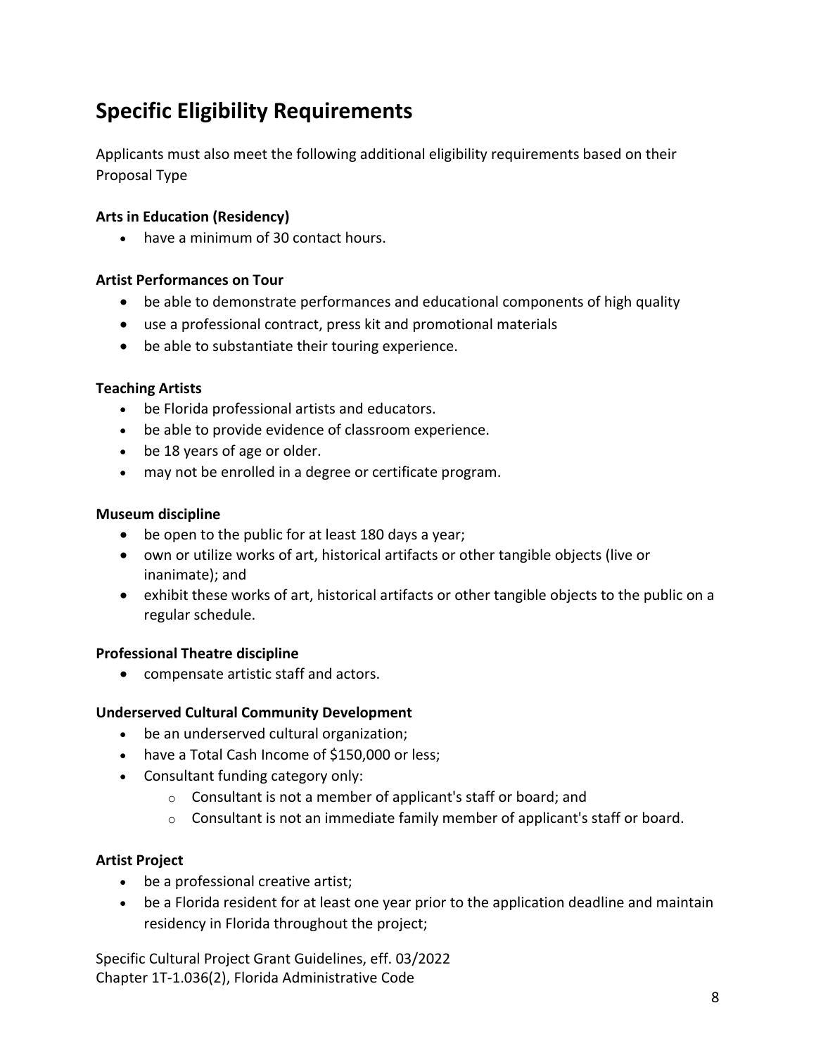## Specific Eligibility Requirements

Applicants must also meet the following additional eligibility requirements based on their Proposal Type

**Arts in Education (Residency)**

- have a minimum of 30 contact hours.

**Artist Performances on Tour**

- be able to demonstrate performances and educational components of high quality
- use a professional contract, press kit and promotional materials
- be able to substantiate their touring experience.

**Teaching Artists**

- be Florida professional artists and educators.
- be able to provide evidence of classroom experience.
- be 18 years of age or older.
- may not be enrolled in a degree or certificate program.

**Museum discipline**

- be open to the public for at least 180 days a year;
- own or utilize works of art, historical artifacts or other tangible objects (live or inanimate); and
- exhibit these works of art, historical artifacts or other tangible objects to the public on a regular schedule.

**Professional Theatre discipline**

- compensate artistic staff and actors.

**Underserved Cultural Community Development**

- be an underserved cultural organization;
- have a Total Cash Income of $150,000 or less;
- Consultant funding category only:
  - Consultant is not a member of applicant's staff or board; and
  - Consultant is not an immediate family member of applicant's staff or board.

**Artist Project**

- be a professional creative artist;
- be a Florida resident for at least one year prior to the application deadline and maintain residency in Florida throughout the project;

Specific Cultural Project Grant Guidelines, eff. 03/2022
Chapter 1T-1.036(2), Florida Administrative Code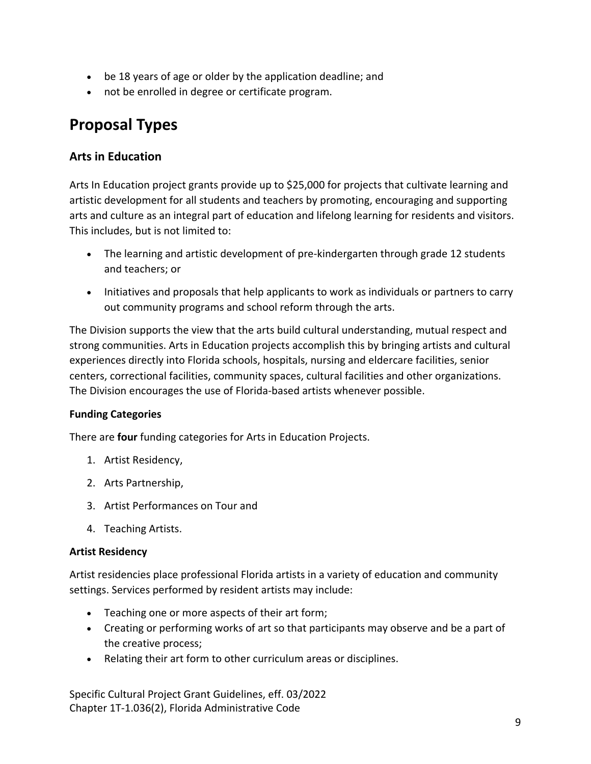- be 18 years of age or older by the application deadline; and
- not be enrolled in degree or certificate program.

## Proposal Types

### Arts in Education

Arts In Education project grants provide up to $25,000 for projects that cultivate learning and artistic development for all students and teachers by promoting, encouraging and supporting arts and culture as an integral part of education and lifelong learning for residents and visitors. This includes, but is not limited to:

- The learning and artistic development of pre-kindergarten through grade 12 students and teachers; or
- Initiatives and proposals that help applicants to work as individuals or partners to carry out community programs and school reform through the arts.

The Division supports the view that the arts build cultural understanding, mutual respect and strong communities. Arts in Education projects accomplish this by bringing artists and cultural experiences directly into Florida schools, hospitals, nursing and eldercare facilities, senior centers, correctional facilities, community spaces, cultural facilities and other organizations. The Division encourages the use of Florida-based artists whenever possible.

**Funding Categories**

There are **four** funding categories for Arts in Education Projects.

1. Artist Residency,
2. Arts Partnership,
3. Artist Performances on Tour and
4. Teaching Artists.

**Artist Residency**

Artist residencies place professional Florida artists in a variety of education and community settings. Services performed by resident artists may include:

- Teaching one or more aspects of their art form;
- Creating or performing works of art so that participants may observe and be a part of the creative process;
- Relating their art form to other curriculum areas or disciplines.

Specific Cultural Project Grant Guidelines, eff. 03/2022
Chapter 1T-1.036(2), Florida Administrative Code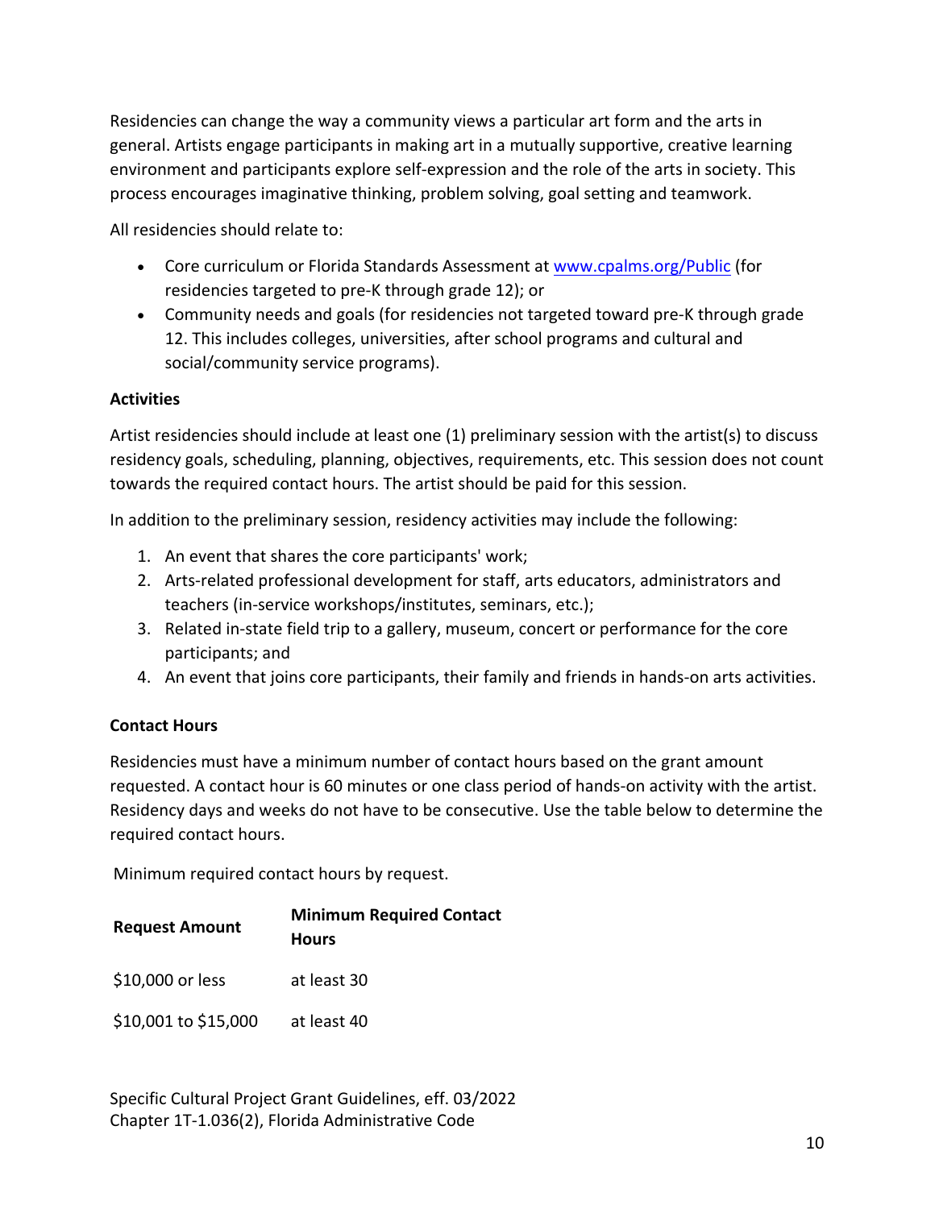Residencies can change the way a community views a particular art form and the arts in general. Artists engage participants in making art in a mutually supportive, creative learning environment and participants explore self-expression and the role of the arts in society. This process encourages imaginative thinking, problem solving, goal setting and teamwork.

All residencies should relate to:

- Core curriculum or Florida Standards Assessment at [www.cpalms.org/Public](http://www.cpalms.org/Public) (for residencies targeted to pre-K through grade 12); or
- Community needs and goals (for residencies not targeted toward pre-K through grade 12. This includes colleges, universities, after school programs and cultural and social/community service programs).

**Activities**

Artist residencies should include at least one (1) preliminary session with the artist(s) to discuss residency goals, scheduling, planning, objectives, requirements, etc. This session does not count towards the required contact hours. The artist should be paid for this session.

In addition to the preliminary session, residency activities may include the following:

1. An event that shares the core participants' work;
2. Arts-related professional development for staff, arts educators, administrators and teachers (in-service workshops/institutes, seminars, etc.);
3. Related in-state field trip to a gallery, museum, concert or performance for the core participants; and
4. An event that joins core participants, their family and friends in hands-on arts activities.

**Contact Hours**

Residencies must have a minimum number of contact hours based on the grant amount requested. A contact hour is 60 minutes or one class period of hands-on activity with the artist. Residency days and weeks do not have to be consecutive. Use the table below to determine the required contact hours.

Minimum required contact hours by request.

| Request Amount | Minimum Required Contact Hours |
|---|---|
| $10,000 or less | at least 30 |
| $10,001 to $15,000 | at least 40 |

Specific Cultural Project Grant Guidelines, eff. 03/2022
Chapter 1T-1.036(2), Florida Administrative Code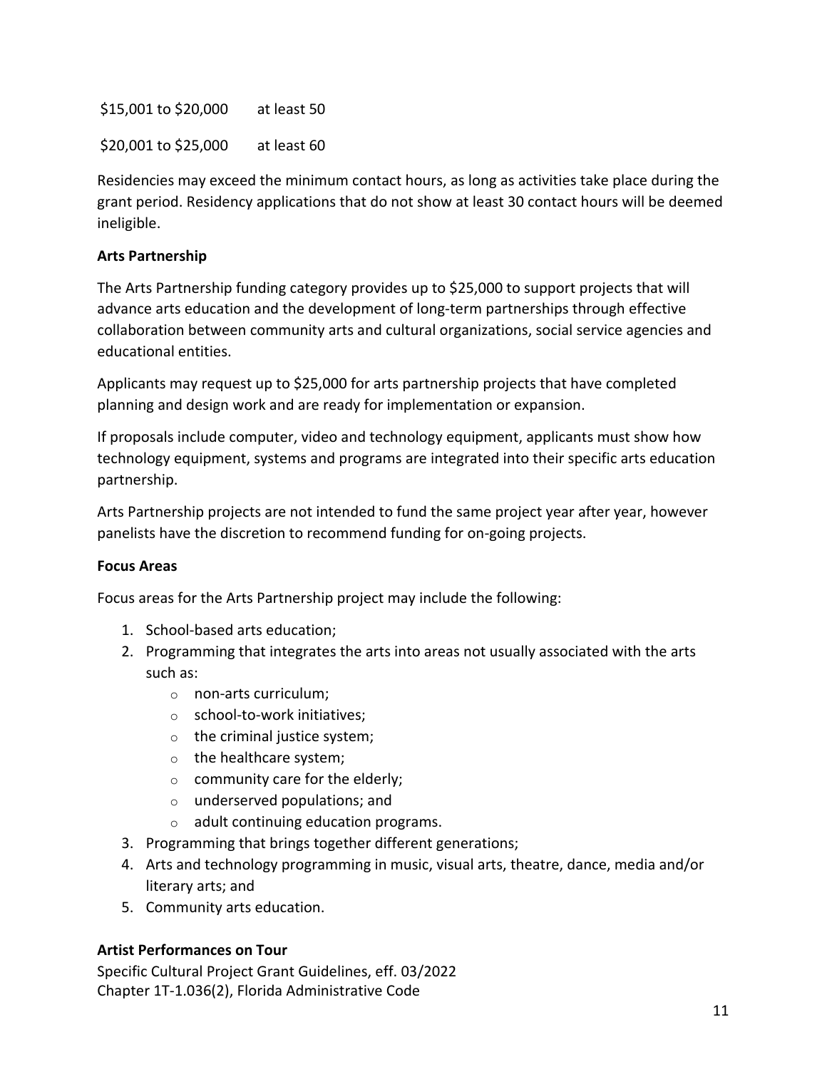| | |
|---|---|
| $15,001 to $20,000 | at least 50 |
| $20,001 to $25,000 | at least 60 |

Residencies may exceed the minimum contact hours, as long as activities take place during the grant period. Residency applications that do not show at least 30 contact hours will be deemed ineligible.

**Arts Partnership**

The Arts Partnership funding category provides up to $25,000 to support projects that will advance arts education and the development of long-term partnerships through effective collaboration between community arts and cultural organizations, social service agencies and educational entities.

Applicants may request up to $25,000 for arts partnership projects that have completed planning and design work and are ready for implementation or expansion.

If proposals include computer, video and technology equipment, applicants must show how technology equipment, systems and programs are integrated into their specific arts education partnership.

Arts Partnership projects are not intended to fund the same project year after year, however panelists have the discretion to recommend funding for on-going projects.

**Focus Areas**

Focus areas for the Arts Partnership project may include the following:

1. School-based arts education;
2. Programming that integrates the arts into areas not usually associated with the arts such as:
   - non-arts curriculum;
   - school-to-work initiatives;
   - the criminal justice system;
   - the healthcare system;
   - community care for the elderly;
   - underserved populations; and
   - adult continuing education programs.
3. Programming that brings together different generations;
4. Arts and technology programming in music, visual arts, theatre, dance, media and/or literary arts; and
5. Community arts education.

**Artist Performances on Tour**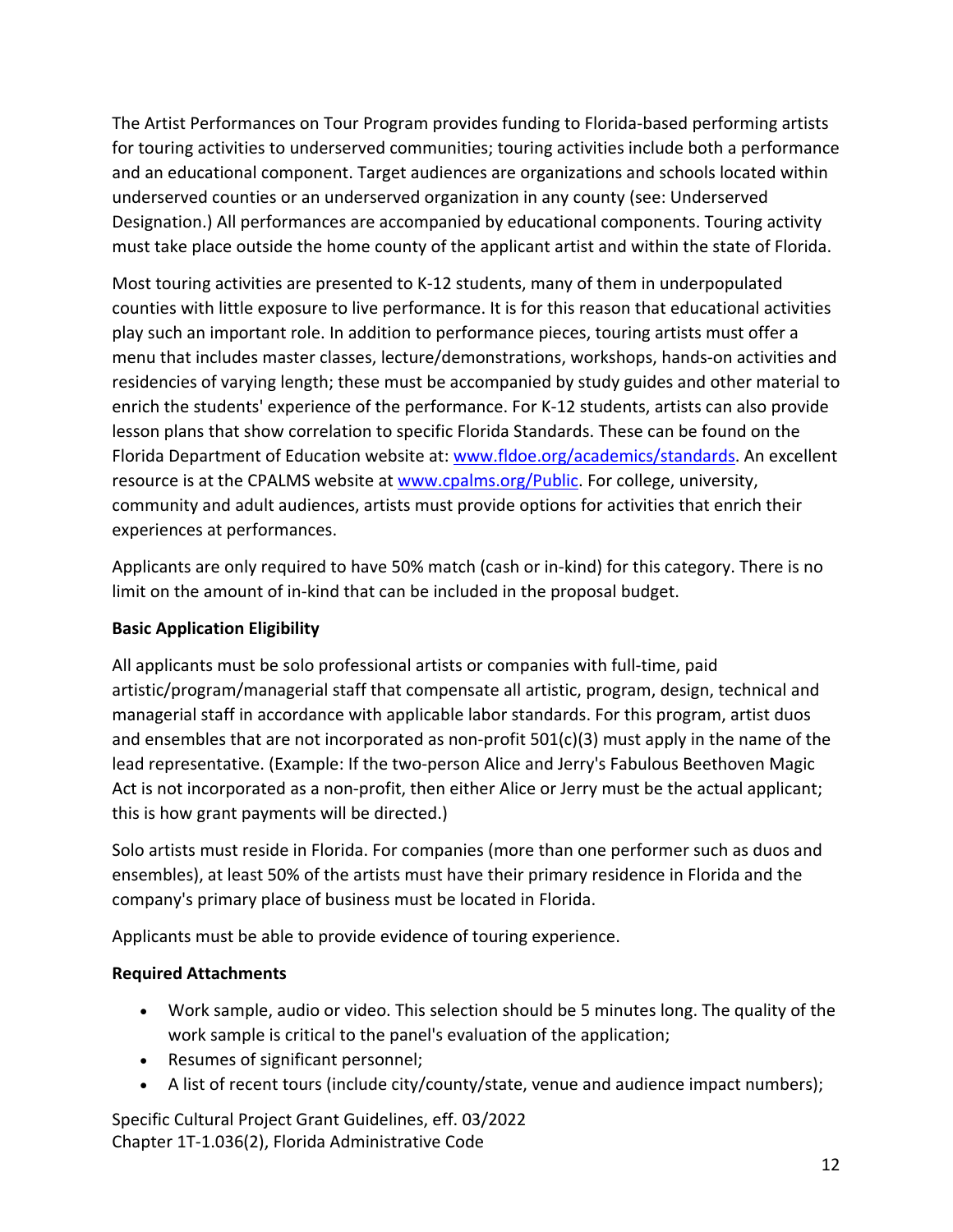The Artist Performances on Tour Program provides funding to Florida-based performing artists for touring activities to underserved communities; touring activities include both a performance and an educational component. Target audiences are organizations and schools located within underserved counties or an underserved organization in any county (see: Underserved Designation.) All performances are accompanied by educational components. Touring activity must take place outside the home county of the applicant artist and within the state of Florida.

Most touring activities are presented to K-12 students, many of them in underpopulated counties with little exposure to live performance. It is for this reason that educational activities play such an important role. In addition to performance pieces, touring artists must offer a menu that includes master classes, lecture/demonstrations, workshops, hands-on activities and residencies of varying length; these must be accompanied by study guides and other material to enrich the students' experience of the performance. For K-12 students, artists can also provide lesson plans that show correlation to specific Florida Standards. These can be found on the Florida Department of Education website at: [www.fldoe.org/academics/standards](www.fldoe.org/academics/standards). An excellent resource is at the CPALMS website at [www.cpalms.org/Public](www.cpalms.org/Public). For college, university, community and adult audiences, artists must provide options for activities that enrich their experiences at performances.

Applicants are only required to have 50% match (cash or in-kind) for this category. There is no limit on the amount of in-kind that can be included in the proposal budget.

**Basic Application Eligibility**

All applicants must be solo professional artists or companies with full-time, paid artistic/program/managerial staff that compensate all artistic, program, design, technical and managerial staff in accordance with applicable labor standards. For this program, artist duos and ensembles that are not incorporated as non-profit 501(c)(3) must apply in the name of the lead representative. (Example: If the two-person Alice and Jerry's Fabulous Beethoven Magic Act is not incorporated as a non-profit, then either Alice or Jerry must be the actual applicant; this is how grant payments will be directed.)

Solo artists must reside in Florida. For companies (more than one performer such as duos and ensembles), at least 50% of the artists must have their primary residence in Florida and the company's primary place of business must be located in Florida.

Applicants must be able to provide evidence of touring experience.

**Required Attachments**

- Work sample, audio or video. This selection should be 5 minutes long. The quality of the work sample is critical to the panel's evaluation of the application;
- Resumes of significant personnel;
- A list of recent tours (include city/county/state, venue and audience impact numbers);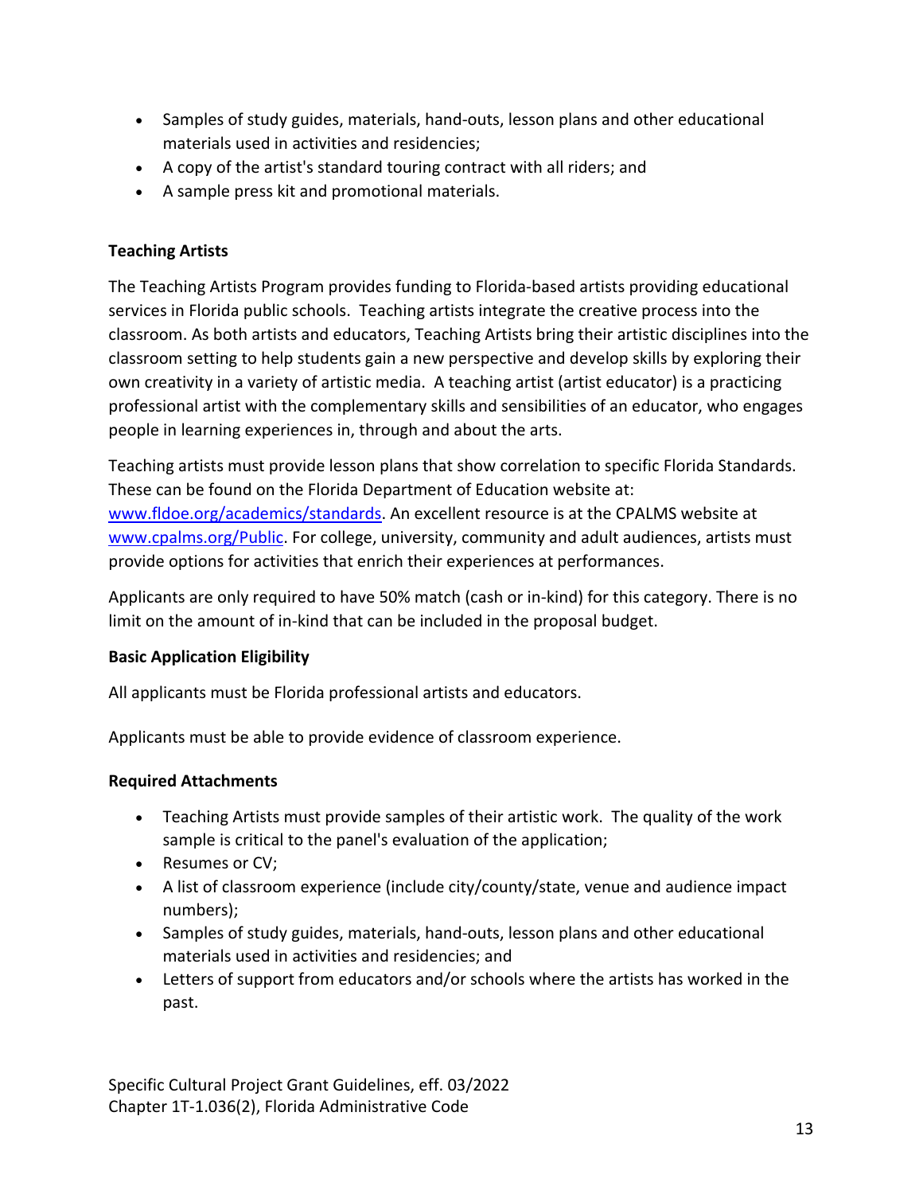- Samples of study guides, materials, hand-outs, lesson plans and other educational materials used in activities and residencies;
- A copy of the artist's standard touring contract with all riders; and
- A sample press kit and promotional materials.

**Teaching Artists**

The Teaching Artists Program provides funding to Florida-based artists providing educational services in Florida public schools. Teaching artists integrate the creative process into the classroom. As both artists and educators, Teaching Artists bring their artistic disciplines into the classroom setting to help students gain a new perspective and develop skills by exploring their own creativity in a variety of artistic media. A teaching artist (artist educator) is a practicing professional artist with the complementary skills and sensibilities of an educator, who engages people in learning experiences in, through and about the arts.

Teaching artists must provide lesson plans that show correlation to specific Florida Standards. These can be found on the Florida Department of Education website at: [www.fldoe.org/academics/standards](www.fldoe.org/academics/standards). An excellent resource is at the CPALMS website at [www.cpalms.org/Public](www.cpalms.org/Public). For college, university, community and adult audiences, artists must provide options for activities that enrich their experiences at performances.

Applicants are only required to have 50% match (cash or in-kind) for this category. There is no limit on the amount of in-kind that can be included in the proposal budget.

**Basic Application Eligibility**

All applicants must be Florida professional artists and educators.

Applicants must be able to provide evidence of classroom experience.

**Required Attachments**

- Teaching Artists must provide samples of their artistic work. The quality of the work sample is critical to the panel's evaluation of the application;
- Resumes or CV;
- A list of classroom experience (include city/county/state, venue and audience impact numbers);
- Samples of study guides, materials, hand-outs, lesson plans and other educational materials used in activities and residencies; and
- Letters of support from educators and/or schools where the artists has worked in the past.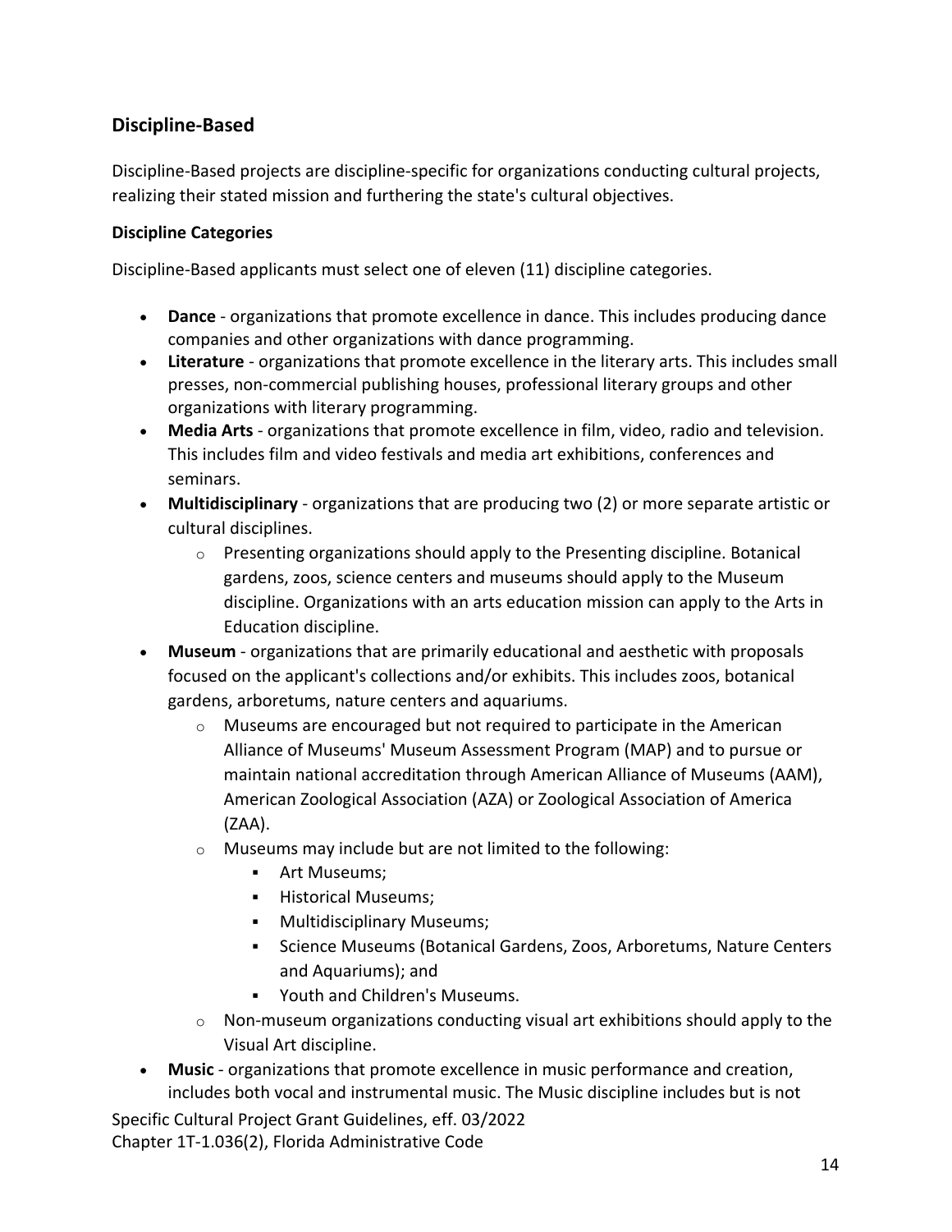## Discipline-Based

Discipline-Based projects are discipline-specific for organizations conducting cultural projects, realizing their stated mission and furthering the state's cultural objectives.

**Discipline Categories**

Discipline-Based applicants must select one of eleven (11) discipline categories.

- **Dance** - organizations that promote excellence in dance. This includes producing dance companies and other organizations with dance programming.
- **Literature** - organizations that promote excellence in the literary arts. This includes small presses, non-commercial publishing houses, professional literary groups and other organizations with literary programming.
- **Media Arts** - organizations that promote excellence in film, video, radio and television. This includes film and video festivals and media art exhibitions, conferences and seminars.
- **Multidisciplinary** - organizations that are producing two (2) or more separate artistic or cultural disciplines.
  - Presenting organizations should apply to the Presenting discipline. Botanical gardens, zoos, science centers and museums should apply to the Museum discipline. Organizations with an arts education mission can apply to the Arts in Education discipline.
- **Museum** - organizations that are primarily educational and aesthetic with proposals focused on the applicant's collections and/or exhibits. This includes zoos, botanical gardens, arboretums, nature centers and aquariums.
  - Museums are encouraged but not required to participate in the American Alliance of Museums' Museum Assessment Program (MAP) and to pursue or maintain national accreditation through American Alliance of Museums (AAM), American Zoological Association (AZA) or Zoological Association of America (ZAA).
  - Museums may include but are not limited to the following:
    - Art Museums;
    - Historical Museums;
    - Multidisciplinary Museums;
    - Science Museums (Botanical Gardens, Zoos, Arboretums, Nature Centers and Aquariums); and
    - Youth and Children's Museums.
  - Non-museum organizations conducting visual art exhibitions should apply to the Visual Art discipline.
- **Music** - organizations that promote excellence in music performance and creation, includes both vocal and instrumental music. The Music discipline includes but is not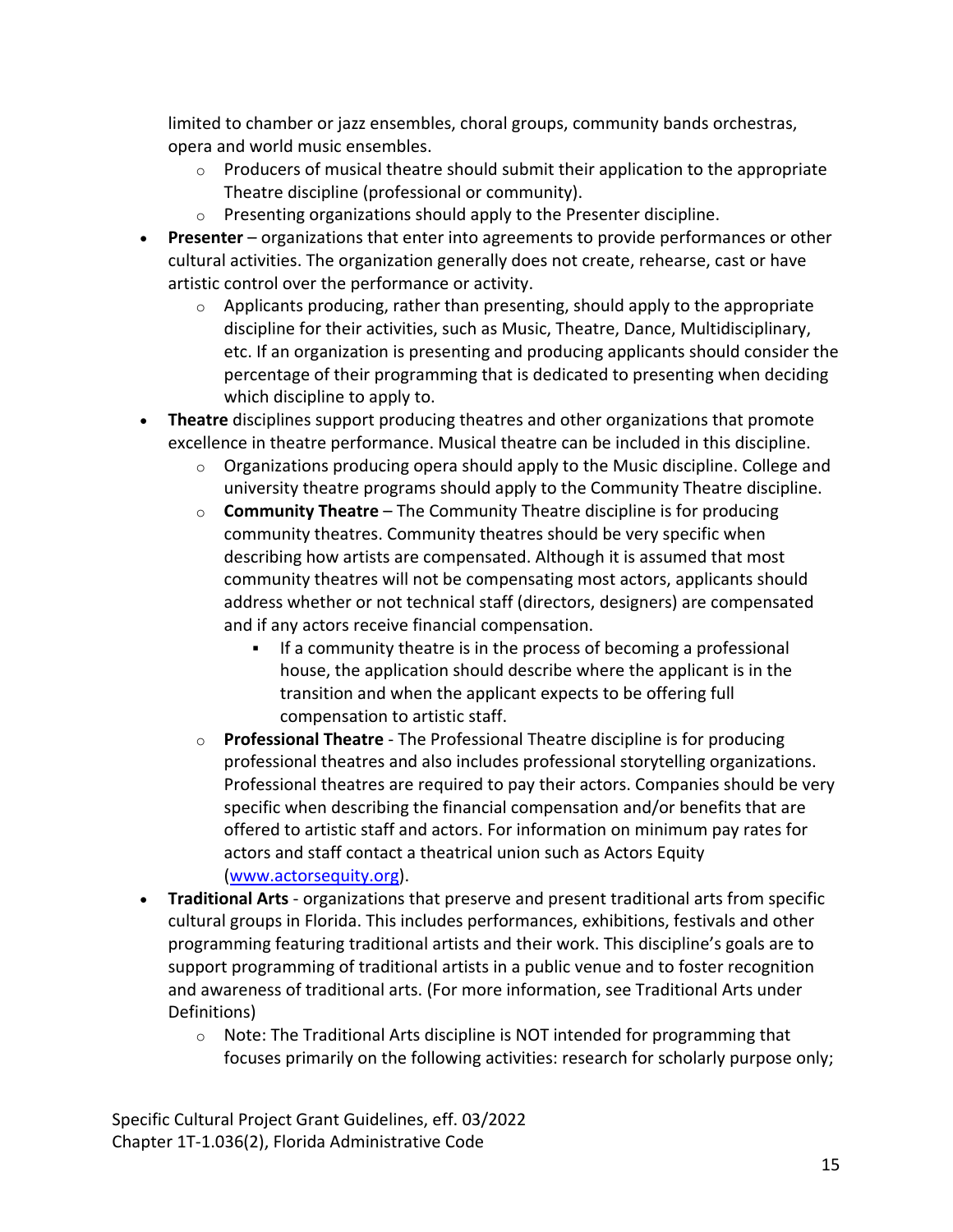limited to chamber or jazz ensembles, choral groups, community bands orchestras, opera and world music ensembles.

  - Producers of musical theatre should submit their application to the appropriate Theatre discipline (professional or community).
  - Presenting organizations should apply to the Presenter discipline.

- **Presenter** – organizations that enter into agreements to provide performances or other cultural activities. The organization generally does not create, rehearse, cast or have artistic control over the performance or activity.
  - Applicants producing, rather than presenting, should apply to the appropriate discipline for their activities, such as Music, Theatre, Dance, Multidisciplinary, etc. If an organization is presenting and producing applicants should consider the percentage of their programming that is dedicated to presenting when deciding which discipline to apply to.
- **Theatre** disciplines support producing theatres and other organizations that promote excellence in theatre performance. Musical theatre can be included in this discipline.
  - Organizations producing opera should apply to the Music discipline. College and university theatre programs should apply to the Community Theatre discipline.
  - **Community Theatre** – The Community Theatre discipline is for producing community theatres. Community theatres should be very specific when describing how artists are compensated. Although it is assumed that most community theatres will not be compensating most actors, applicants should address whether or not technical staff (directors, designers) are compensated and if any actors receive financial compensation.
    - If a community theatre is in the process of becoming a professional house, the application should describe where the applicant is in the transition and when the applicant expects to be offering full compensation to artistic staff.
  - **Professional Theatre** - The Professional Theatre discipline is for producing professional theatres and also includes professional storytelling organizations. Professional theatres are required to pay their actors. Companies should be very specific when describing the financial compensation and/or benefits that are offered to artistic staff and actors. For information on minimum pay rates for actors and staff contact a theatrical union such as Actors Equity (www.actorsequity.org).
- **Traditional Arts** - organizations that preserve and present traditional arts from specific cultural groups in Florida. This includes performances, exhibitions, festivals and other programming featuring traditional artists and their work. This discipline's goals are to support programming of traditional artists in a public venue and to foster recognition and awareness of traditional arts. (For more information, see Traditional Arts under Definitions)
  - Note: The Traditional Arts discipline is NOT intended for programming that focuses primarily on the following activities: research for scholarly purpose only;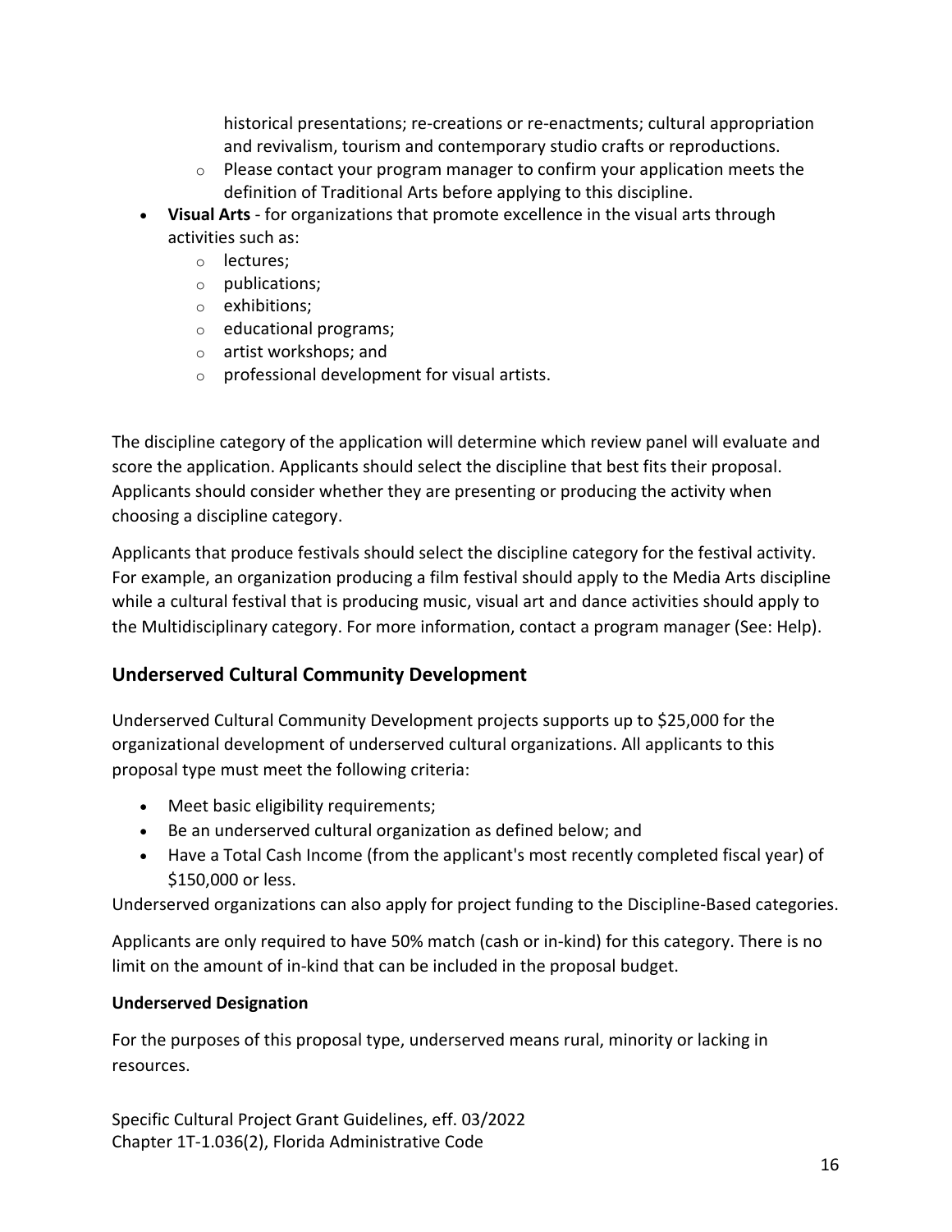historical presentations; re-creations or re-enactments; cultural appropriation and revivalism, tourism and contemporary studio crafts or reproductions.
    - Please contact your program manager to confirm your application meets the definition of Traditional Arts before applying to this discipline.
- **Visual Arts** - for organizations that promote excellence in the visual arts through activities such as:
    - lectures;
    - publications;
    - exhibitions;
    - educational programs;
    - artist workshops; and
    - professional development for visual artists.

The discipline category of the application will determine which review panel will evaluate and score the application. Applicants should select the discipline that best fits their proposal. Applicants should consider whether they are presenting or producing the activity when choosing a discipline category.

Applicants that produce festivals should select the discipline category for the festival activity. For example, an organization producing a film festival should apply to the Media Arts discipline while a cultural festival that is producing music, visual art and dance activities should apply to the Multidisciplinary category. For more information, contact a program manager (See: Help).

## Underserved Cultural Community Development

Underserved Cultural Community Development projects supports up to $25,000 for the organizational development of underserved cultural organizations. All applicants to this proposal type must meet the following criteria:

- Meet basic eligibility requirements;
- Be an underserved cultural organization as defined below; and
- Have a Total Cash Income (from the applicant's most recently completed fiscal year) of $150,000 or less.

Underserved organizations can also apply for project funding to the Discipline-Based categories.

Applicants are only required to have 50% match (cash or in-kind) for this category. There is no limit on the amount of in-kind that can be included in the proposal budget.

**Underserved Designation**

For the purposes of this proposal type, underserved means rural, minority or lacking in resources.

Specific Cultural Project Grant Guidelines, eff. 03/2022
Chapter 1T-1.036(2), Florida Administrative Code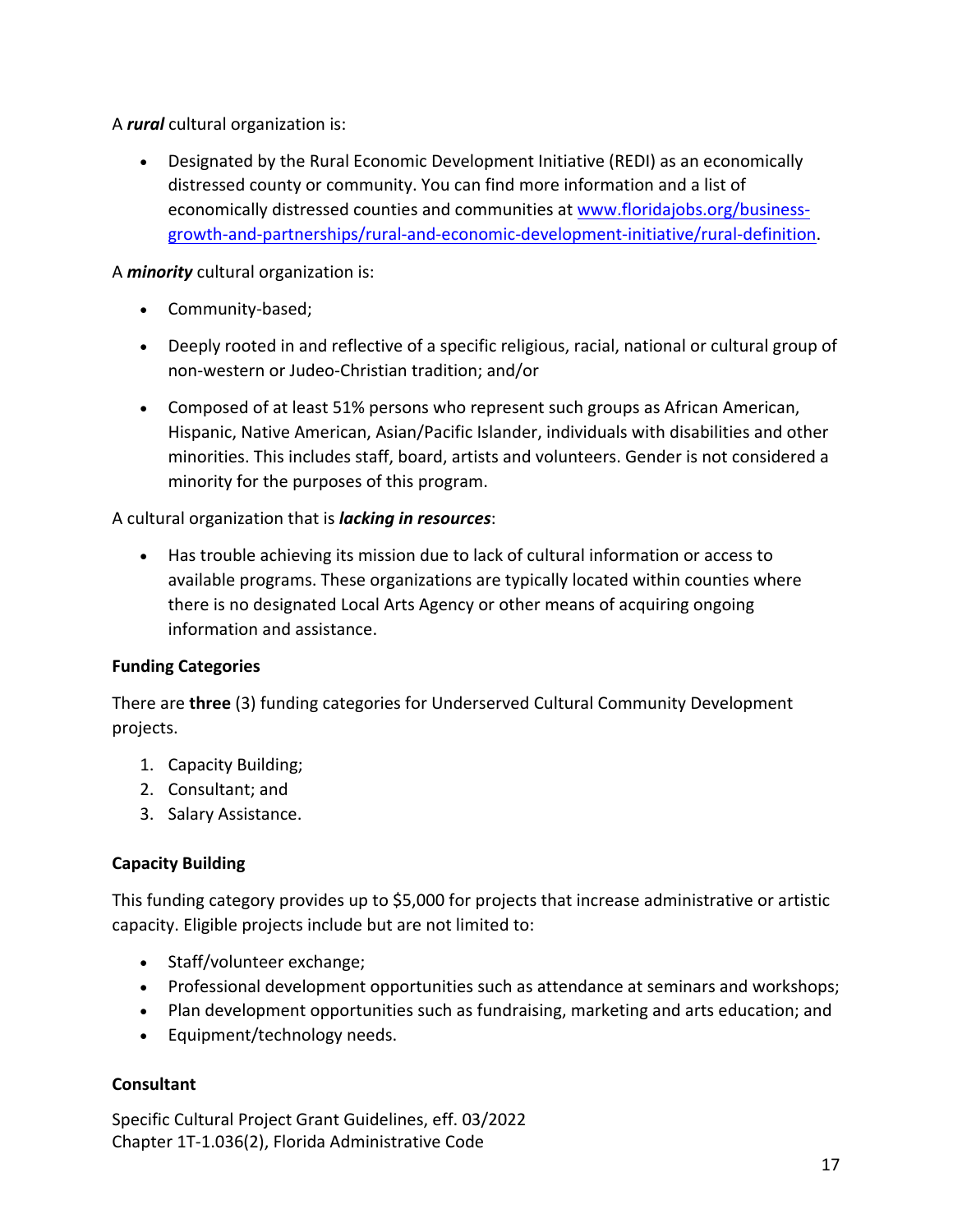A ***rural*** cultural organization is:

- Designated by the Rural Economic Development Initiative (REDI) as an economically distressed county or community. You can find more information and a list of economically distressed counties and communities at [www.floridajobs.org/business-growth-and-partnerships/rural-and-economic-development-initiative/rural-definition](www.floridajobs.org/business-growth-and-partnerships/rural-and-economic-development-initiative/rural-definition).

A ***minority*** cultural organization is:

- Community-based;
- Deeply rooted in and reflective of a specific religious, racial, national or cultural group of non-western or Judeo-Christian tradition; and/or
- Composed of at least 51% persons who represent such groups as African American, Hispanic, Native American, Asian/Pacific Islander, individuals with disabilities and other minorities. This includes staff, board, artists and volunteers. Gender is not considered a minority for the purposes of this program.

A cultural organization that is ***lacking in resources***:

- Has trouble achieving its mission due to lack of cultural information or access to available programs. These organizations are typically located within counties where there is no designated Local Arts Agency or other means of acquiring ongoing information and assistance.

**Funding Categories**

There are **three** (3) funding categories for Underserved Cultural Community Development projects.

1. Capacity Building;
2. Consultant; and
3. Salary Assistance.

**Capacity Building**

This funding category provides up to $5,000 for projects that increase administrative or artistic capacity. Eligible projects include but are not limited to:

- Staff/volunteer exchange;
- Professional development opportunities such as attendance at seminars and workshops;
- Plan development opportunities such as fundraising, marketing and arts education; and
- Equipment/technology needs.

**Consultant**

Specific Cultural Project Grant Guidelines, eff. 03/2022
Chapter 1T-1.036(2), Florida Administrative Code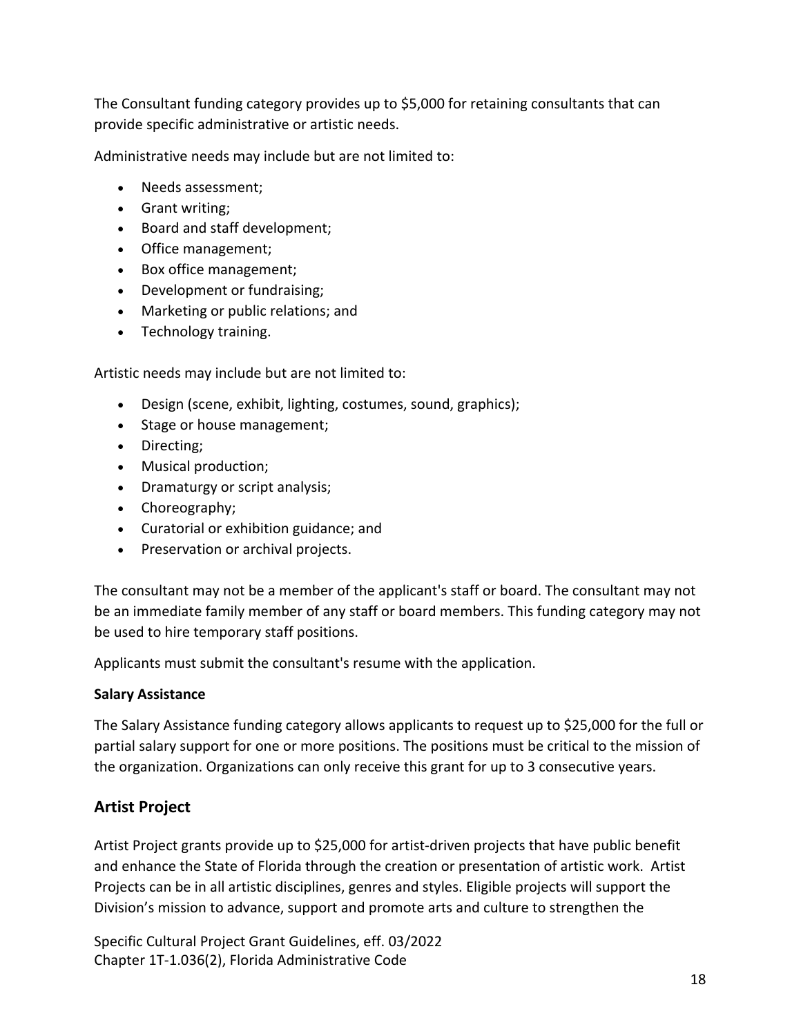The Consultant funding category provides up to $5,000 for retaining consultants that can provide specific administrative or artistic needs.

Administrative needs may include but are not limited to:

- Needs assessment;
- Grant writing;
- Board and staff development;
- Office management;
- Box office management;
- Development or fundraising;
- Marketing or public relations; and
- Technology training.

Artistic needs may include but are not limited to:

- Design (scene, exhibit, lighting, costumes, sound, graphics);
- Stage or house management;
- Directing;
- Musical production;
- Dramaturgy or script analysis;
- Choreography;
- Curatorial or exhibition guidance; and
- Preservation or archival projects.

The consultant may not be a member of the applicant's staff or board. The consultant may not be an immediate family member of any staff or board members. This funding category may not be used to hire temporary staff positions.

Applicants must submit the consultant's resume with the application.

**Salary Assistance**

The Salary Assistance funding category allows applicants to request up to $25,000 for the full or partial salary support for one or more positions. The positions must be critical to the mission of the organization. Organizations can only receive this grant for up to 3 consecutive years.

## Artist Project

Artist Project grants provide up to $25,000 for artist-driven projects that have public benefit and enhance the State of Florida through the creation or presentation of artistic work. Artist Projects can be in all artistic disciplines, genres and styles. Eligible projects will support the Division's mission to advance, support and promote arts and culture to strengthen the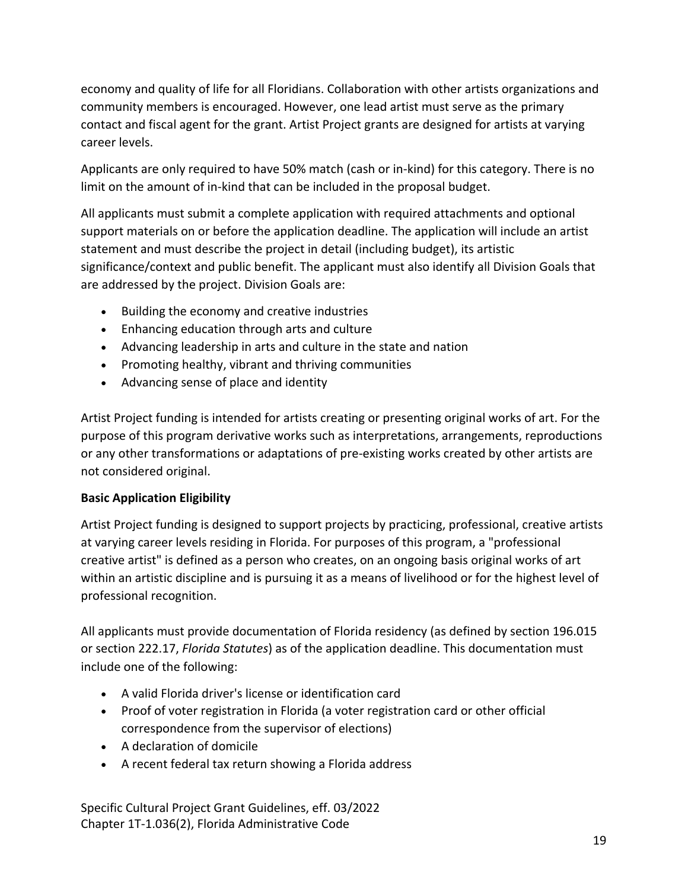economy and quality of life for all Floridians. Collaboration with other artists organizations and community members is encouraged. However, one lead artist must serve as the primary contact and fiscal agent for the grant. Artist Project grants are designed for artists at varying career levels.

Applicants are only required to have 50% match (cash or in-kind) for this category. There is no limit on the amount of in-kind that can be included in the proposal budget.

All applicants must submit a complete application with required attachments and optional support materials on or before the application deadline. The application will include an artist statement and must describe the project in detail (including budget), its artistic significance/context and public benefit. The applicant must also identify all Division Goals that are addressed by the project. Division Goals are:

- Building the economy and creative industries
- Enhancing education through arts and culture
- Advancing leadership in arts and culture in the state and nation
- Promoting healthy, vibrant and thriving communities
- Advancing sense of place and identity

Artist Project funding is intended for artists creating or presenting original works of art. For the purpose of this program derivative works such as interpretations, arrangements, reproductions or any other transformations or adaptations of pre-existing works created by other artists are not considered original.

**Basic Application Eligibility**

Artist Project funding is designed to support projects by practicing, professional, creative artists at varying career levels residing in Florida. For purposes of this program, a "professional creative artist" is defined as a person who creates, on an ongoing basis original works of art within an artistic discipline and is pursuing it as a means of livelihood or for the highest level of professional recognition.

All applicants must provide documentation of Florida residency (as defined by section 196.015 or section 222.17, *Florida Statutes*) as of the application deadline. This documentation must include one of the following:

- A valid Florida driver's license or identification card
- Proof of voter registration in Florida (a voter registration card or other official correspondence from the supervisor of elections)
- A declaration of domicile
- A recent federal tax return showing a Florida address

Specific Cultural Project Grant Guidelines, eff. 03/2022
Chapter 1T-1.036(2), Florida Administrative Code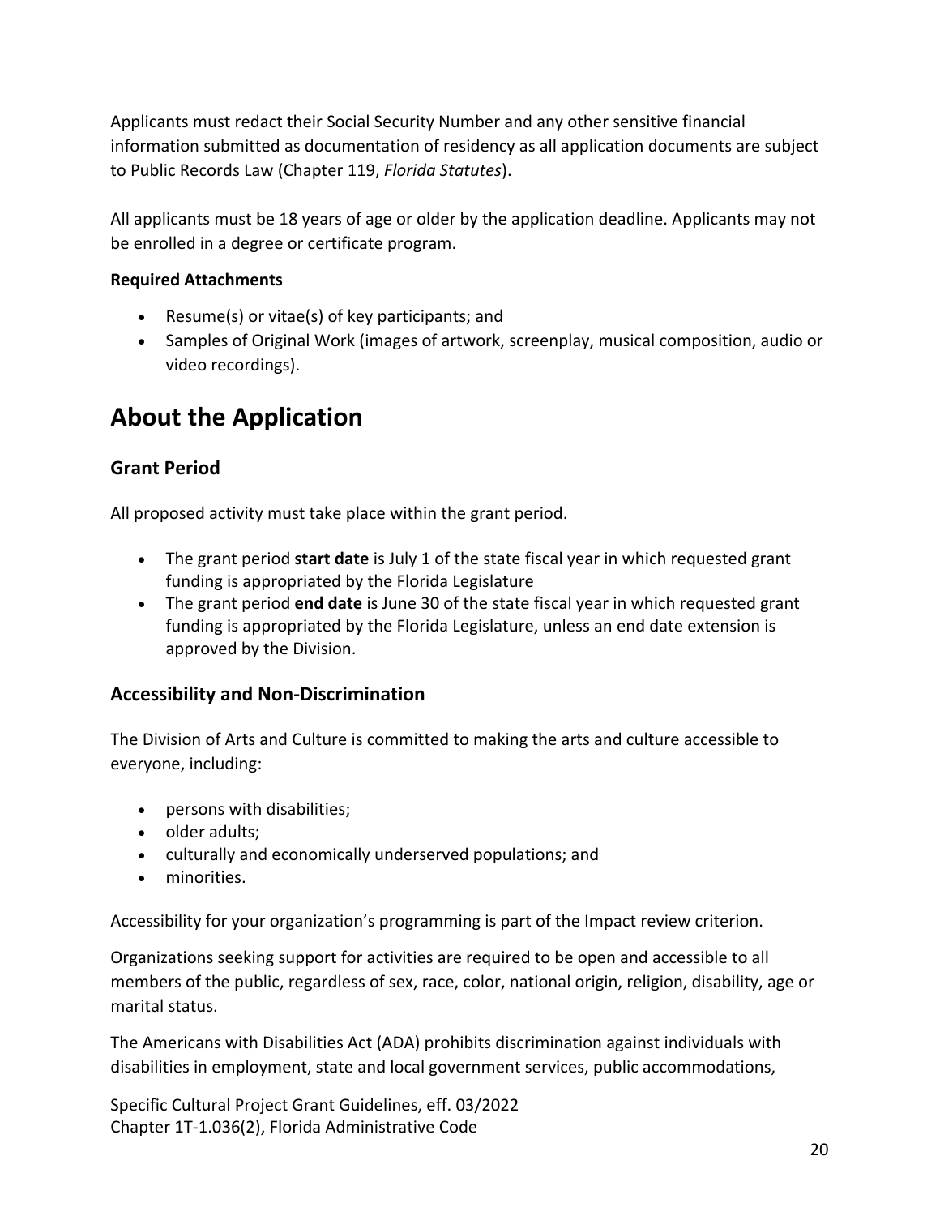Applicants must redact their Social Security Number and any other sensitive financial information submitted as documentation of residency as all application documents are subject to Public Records Law (Chapter 119, *Florida Statutes*).

All applicants must be 18 years of age or older by the application deadline. Applicants may not be enrolled in a degree or certificate program.

**Required Attachments**

- Resume(s) or vitae(s) of key participants; and
- Samples of Original Work (images of artwork, screenplay, musical composition, audio or video recordings).

# About the Application

## Grant Period

All proposed activity must take place within the grant period.

- The grant period **start date** is July 1 of the state fiscal year in which requested grant funding is appropriated by the Florida Legislature
- The grant period **end date** is June 30 of the state fiscal year in which requested grant funding is appropriated by the Florida Legislature, unless an end date extension is approved by the Division.

## Accessibility and Non-Discrimination

The Division of Arts and Culture is committed to making the arts and culture accessible to everyone, including:

- persons with disabilities;
- older adults;
- culturally and economically underserved populations; and
- minorities.

Accessibility for your organization's programming is part of the Impact review criterion.

Organizations seeking support for activities are required to be open and accessible to all members of the public, regardless of sex, race, color, national origin, religion, disability, age or marital status.

The Americans with Disabilities Act (ADA) prohibits discrimination against individuals with disabilities in employment, state and local government services, public accommodations,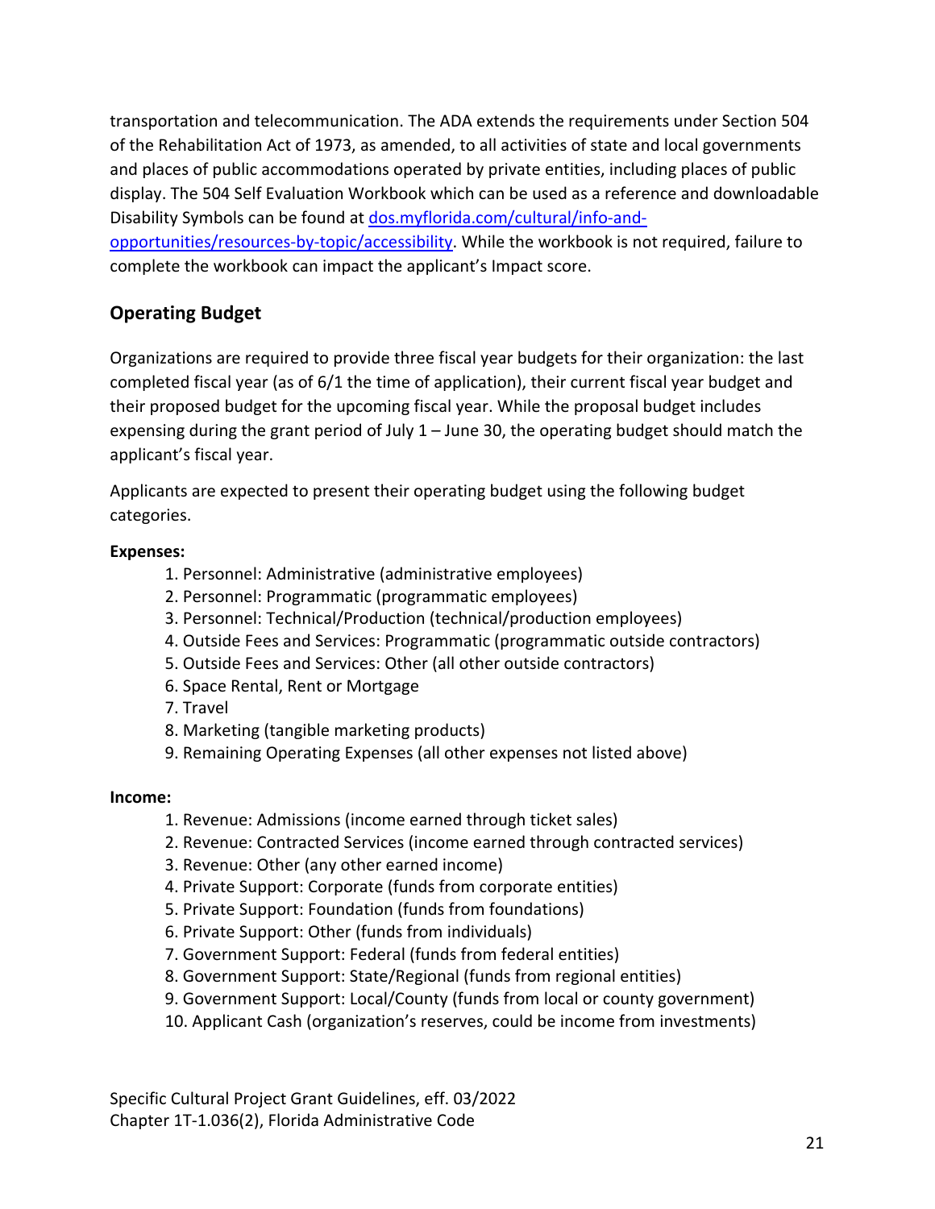transportation and telecommunication. The ADA extends the requirements under Section 504 of the Rehabilitation Act of 1973, as amended, to all activities of state and local governments and places of public accommodations operated by private entities, including places of public display. The 504 Self Evaluation Workbook which can be used as a reference and downloadable Disability Symbols can be found at [dos.myflorida.com/cultural/info-and-opportunities/resources-by-topic/accessibility](dos.myflorida.com/cultural/info-and-opportunities/resources-by-topic/accessibility). While the workbook is not required, failure to complete the workbook can impact the applicant's Impact score.

## Operating Budget

Organizations are required to provide three fiscal year budgets for their organization: the last completed fiscal year (as of 6/1 the time of application), their current fiscal year budget and their proposed budget for the upcoming fiscal year. While the proposal budget includes expensing during the grant period of July 1 – June 30, the operating budget should match the applicant's fiscal year.

Applicants are expected to present their operating budget using the following budget categories.

**Expenses:**

1. Personnel: Administrative (administrative employees)
2. Personnel: Programmatic (programmatic employees)
3. Personnel: Technical/Production (technical/production employees)
4. Outside Fees and Services: Programmatic (programmatic outside contractors)
5. Outside Fees and Services: Other (all other outside contractors)
6. Space Rental, Rent or Mortgage
7. Travel
8. Marketing (tangible marketing products)
9. Remaining Operating Expenses (all other expenses not listed above)

**Income:**

1. Revenue: Admissions (income earned through ticket sales)
2. Revenue: Contracted Services (income earned through contracted services)
3. Revenue: Other (any other earned income)
4. Private Support: Corporate (funds from corporate entities)
5. Private Support: Foundation (funds from foundations)
6. Private Support: Other (funds from individuals)
7. Government Support: Federal (funds from federal entities)
8. Government Support: State/Regional (funds from regional entities)
9. Government Support: Local/County (funds from local or county government)
10. Applicant Cash (organization's reserves, could be income from investments)

Specific Cultural Project Grant Guidelines, eff. 03/2022
Chapter 1T-1.036(2), Florida Administrative Code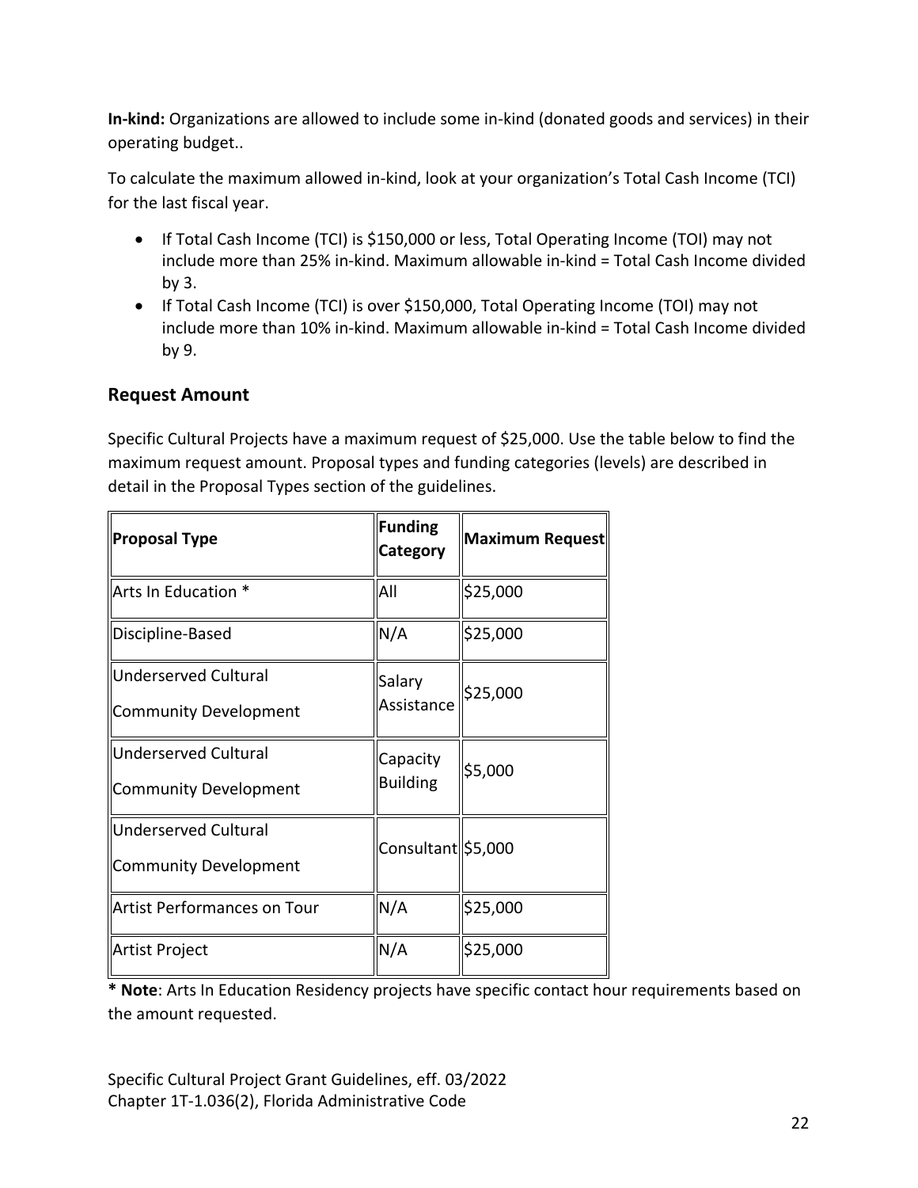**In-kind:** Organizations are allowed to include some in-kind (donated goods and services) in their operating budget..

To calculate the maximum allowed in-kind, look at your organization's Total Cash Income (TCI) for the last fiscal year.

- If Total Cash Income (TCI) is $150,000 or less, Total Operating Income (TOI) may not include more than 25% in-kind. Maximum allowable in-kind = Total Cash Income divided by 3.
- If Total Cash Income (TCI) is over $150,000, Total Operating Income (TOI) may not include more than 10% in-kind. Maximum allowable in-kind = Total Cash Income divided by 9.

## Request Amount

Specific Cultural Projects have a maximum request of $25,000. Use the table below to find the maximum request amount. Proposal types and funding categories (levels) are described in detail in the Proposal Types section of the guidelines.

| Proposal Type | Funding Category | Maximum Request |
|---|---|---|
| Arts In Education * | All | $25,000 |
| Discipline-Based | N/A | $25,000 |
| Underserved Cultural Community Development | Salary Assistance | $25,000 |
| Underserved Cultural Community Development | Capacity Building | $5,000 |
| Underserved Cultural Community Development | Consultant | $5,000 |
| Artist Performances on Tour | N/A | $25,000 |
| Artist Project | N/A | $25,000 |

**\* Note**: Arts In Education Residency projects have specific contact hour requirements based on the amount requested.

Specific Cultural Project Grant Guidelines, eff. 03/2022
Chapter 1T-1.036(2), Florida Administrative Code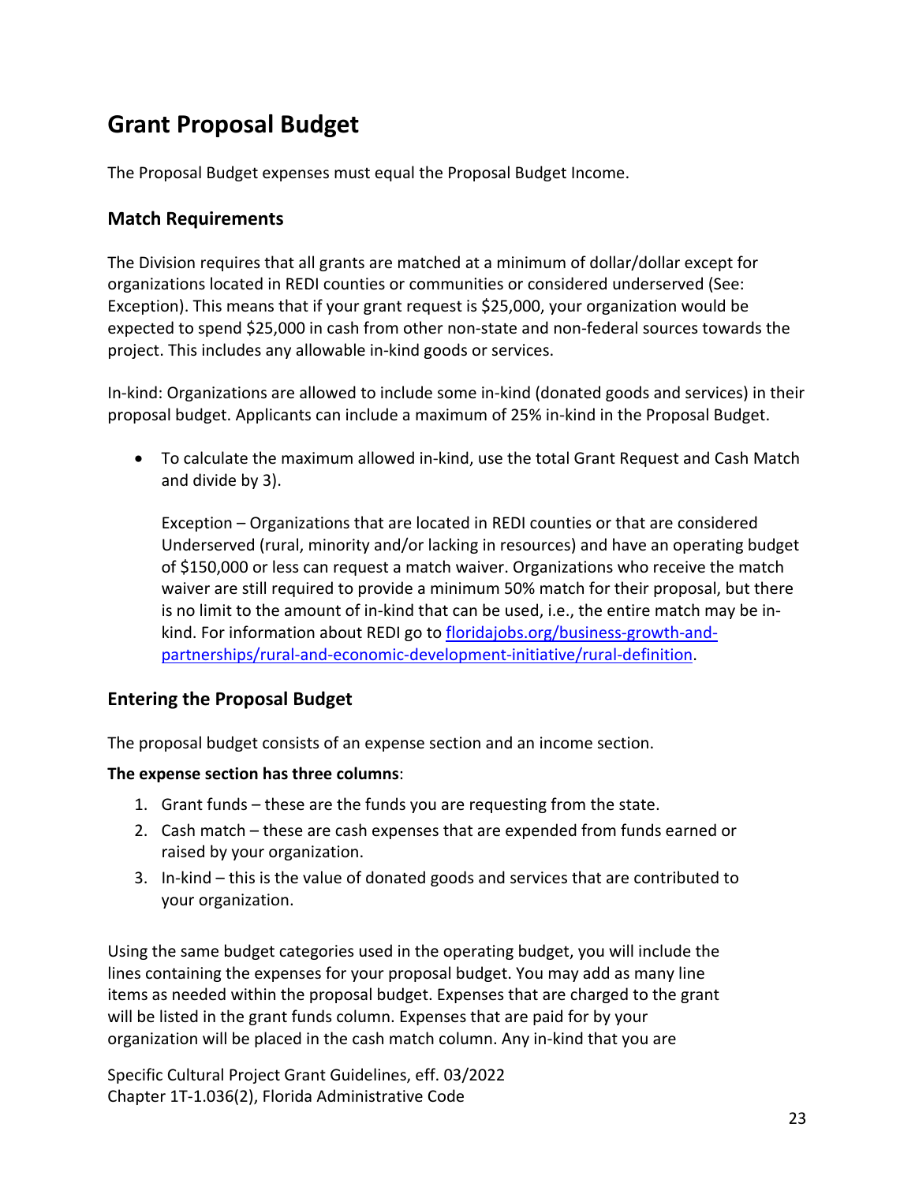## Grant Proposal Budget

The Proposal Budget expenses must equal the Proposal Budget Income.

### Match Requirements

The Division requires that all grants are matched at a minimum of dollar/dollar except for organizations located in REDI counties or communities or considered underserved (See: Exception). This means that if your grant request is $25,000, your organization would be expected to spend $25,000 in cash from other non-state and non-federal sources towards the project. This includes any allowable in-kind goods or services.

In-kind: Organizations are allowed to include some in-kind (donated goods and services) in their proposal budget. Applicants can include a maximum of 25% in-kind in the Proposal Budget.

- To calculate the maximum allowed in-kind, use the total Grant Request and Cash Match and divide by 3).

  Exception – Organizations that are located in REDI counties or that are considered Underserved (rural, minority and/or lacking in resources) and have an operating budget of $150,000 or less can request a match waiver. Organizations who receive the match waiver are still required to provide a minimum 50% match for their proposal, but there is no limit to the amount of in-kind that can be used, i.e., the entire match may be in-kind. For information about REDI go to [floridajobs.org/business-growth-and-partnerships/rural-and-economic-development-initiative/rural-definition](floridajobs.org/business-growth-and-partnerships/rural-and-economic-development-initiative/rural-definition).

### Entering the Proposal Budget

The proposal budget consists of an expense section and an income section.

**The expense section has three columns**:

1. Grant funds – these are the funds you are requesting from the state.
2. Cash match – these are cash expenses that are expended from funds earned or raised by your organization.
3. In-kind – this is the value of donated goods and services that are contributed to your organization.

Using the same budget categories used in the operating budget, you will include the lines containing the expenses for your proposal budget. You may add as many line items as needed within the proposal budget. Expenses that are charged to the grant will be listed in the grant funds column. Expenses that are paid for by your organization will be placed in the cash match column. Any in-kind that you are

Specific Cultural Project Grant Guidelines, eff. 03/2022
Chapter 1T-1.036(2), Florida Administrative Code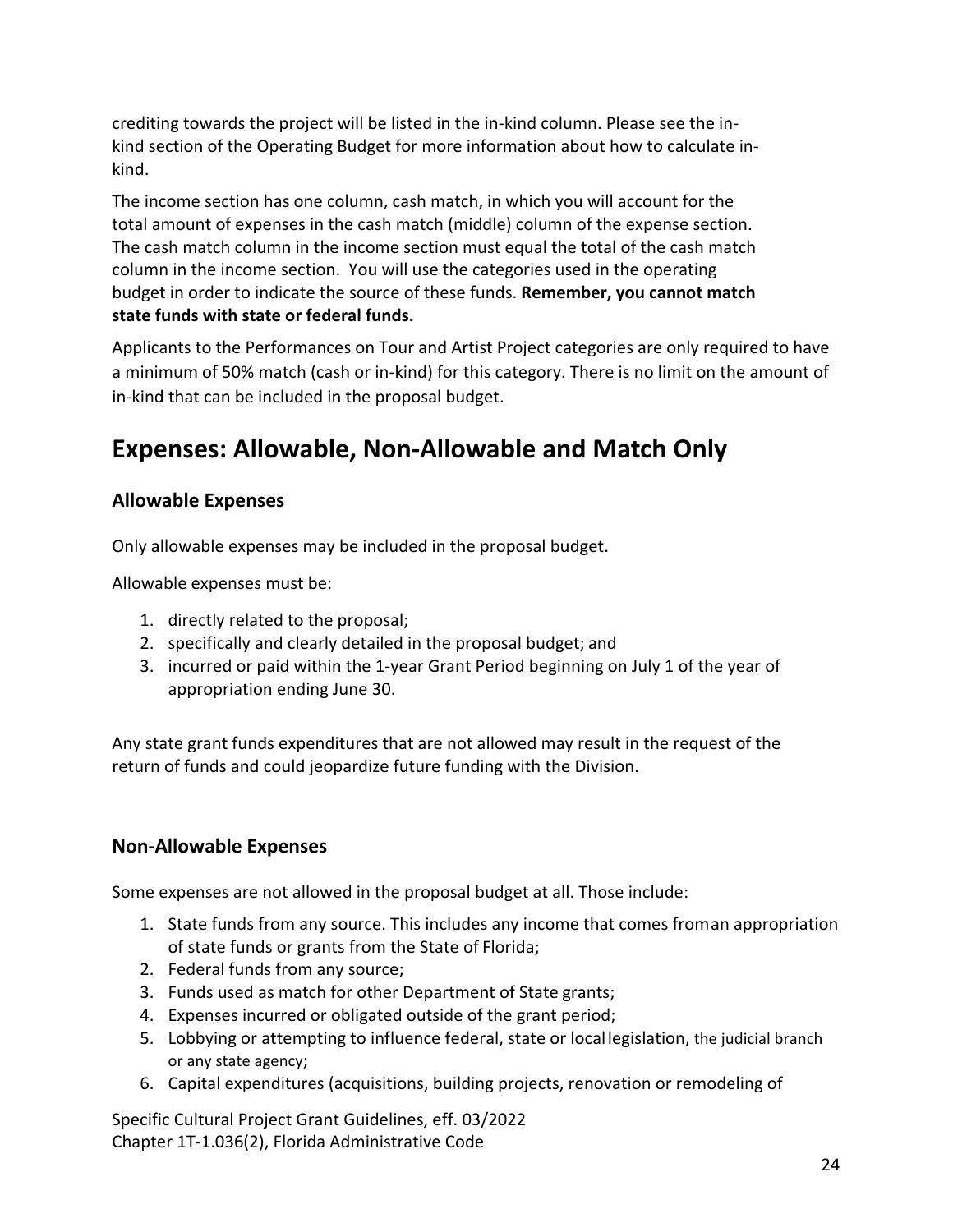crediting towards the project will be listed in the in-kind column. Please see the in-kind section of the Operating Budget for more information about how to calculate in-kind.

The income section has one column, cash match, in which you will account for the total amount of expenses in the cash match (middle) column of the expense section. The cash match column in the income section must equal the total of the cash match column in the income section. You will use the categories used in the operating budget in order to indicate the source of these funds. **Remember, you cannot match state funds with state or federal funds.**

Applicants to the Performances on Tour and Artist Project categories are only required to have a minimum of 50% match (cash or in-kind) for this category. There is no limit on the amount of in-kind that can be included in the proposal budget.

# Expenses: Allowable, Non-Allowable and Match Only

## Allowable Expenses

Only allowable expenses may be included in the proposal budget.

Allowable expenses must be:

1. directly related to the proposal;
2. specifically and clearly detailed in the proposal budget; and
3. incurred or paid within the 1-year Grant Period beginning on July 1 of the year of appropriation ending June 30.

Any state grant funds expenditures that are not allowed may result in the request of the return of funds and could jeopardize future funding with the Division.

## Non-Allowable Expenses

Some expenses are not allowed in the proposal budget at all. Those include:

1. State funds from any source. This includes any income that comes from an appropriation of state funds or grants from the State of Florida;
2. Federal funds from any source;
3. Funds used as match for other Department of State grants;
4. Expenses incurred or obligated outside of the grant period;
5. Lobbying or attempting to influence federal, state or local legislation, the judicial branch or any state agency;
6. Capital expenditures (acquisitions, building projects, renovation or remodeling of

Specific Cultural Project Grant Guidelines, eff. 03/2022
Chapter 1T-1.036(2), Florida Administrative Code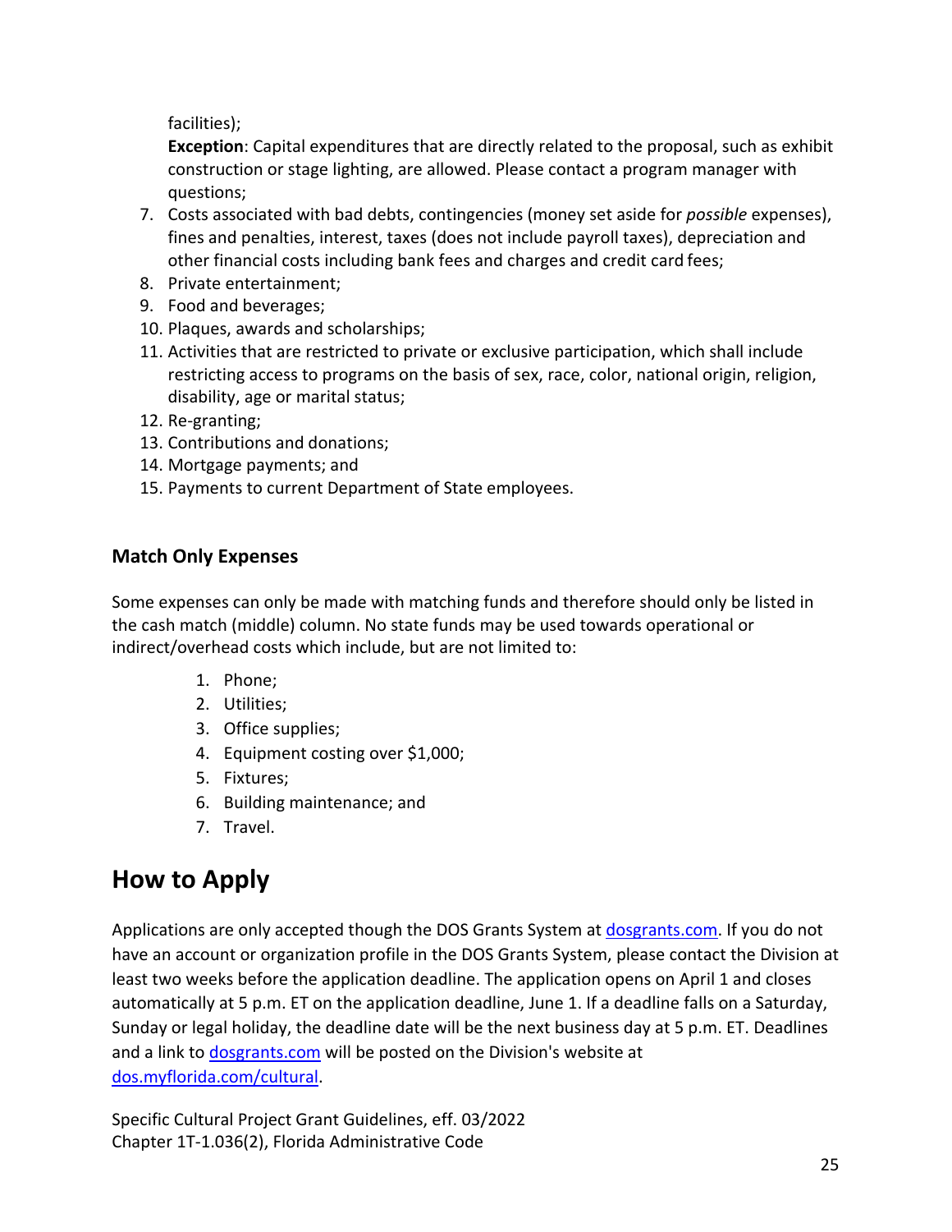facilities);

**Exception**: Capital expenditures that are directly related to the proposal, such as exhibit construction or stage lighting, are allowed. Please contact a program manager with questions;

7. Costs associated with bad debts, contingencies (money set aside for *possible* expenses), fines and penalties, interest, taxes (does not include payroll taxes), depreciation and other financial costs including bank fees and charges and credit card fees;
8. Private entertainment;
9. Food and beverages;
10. Plaques, awards and scholarships;
11. Activities that are restricted to private or exclusive participation, which shall include restricting access to programs on the basis of sex, race, color, national origin, religion, disability, age or marital status;
12. Re-granting;
13. Contributions and donations;
14. Mortgage payments; and
15. Payments to current Department of State employees.

### Match Only Expenses

Some expenses can only be made with matching funds and therefore should only be listed in the cash match (middle) column. No state funds may be used towards operational or indirect/overhead costs which include, but are not limited to:

1. Phone;
2. Utilities;
3. Office supplies;
4. Equipment costing over $1,000;
5. Fixtures;
6. Building maintenance; and
7. Travel.

## How to Apply

Applications are only accepted though the DOS Grants System at [dosgrants.com](dosgrants.com). If you do not have an account or organization profile in the DOS Grants System, please contact the Division at least two weeks before the application deadline. The application opens on April 1 and closes automatically at 5 p.m. ET on the application deadline, June 1. If a deadline falls on a Saturday, Sunday or legal holiday, the deadline date will be the next business day at 5 p.m. ET. Deadlines and a link to [dosgrants.com](dosgrants.com) will be posted on the Division's website at [dos.myflorida.com/cultural](dos.myflorida.com/cultural).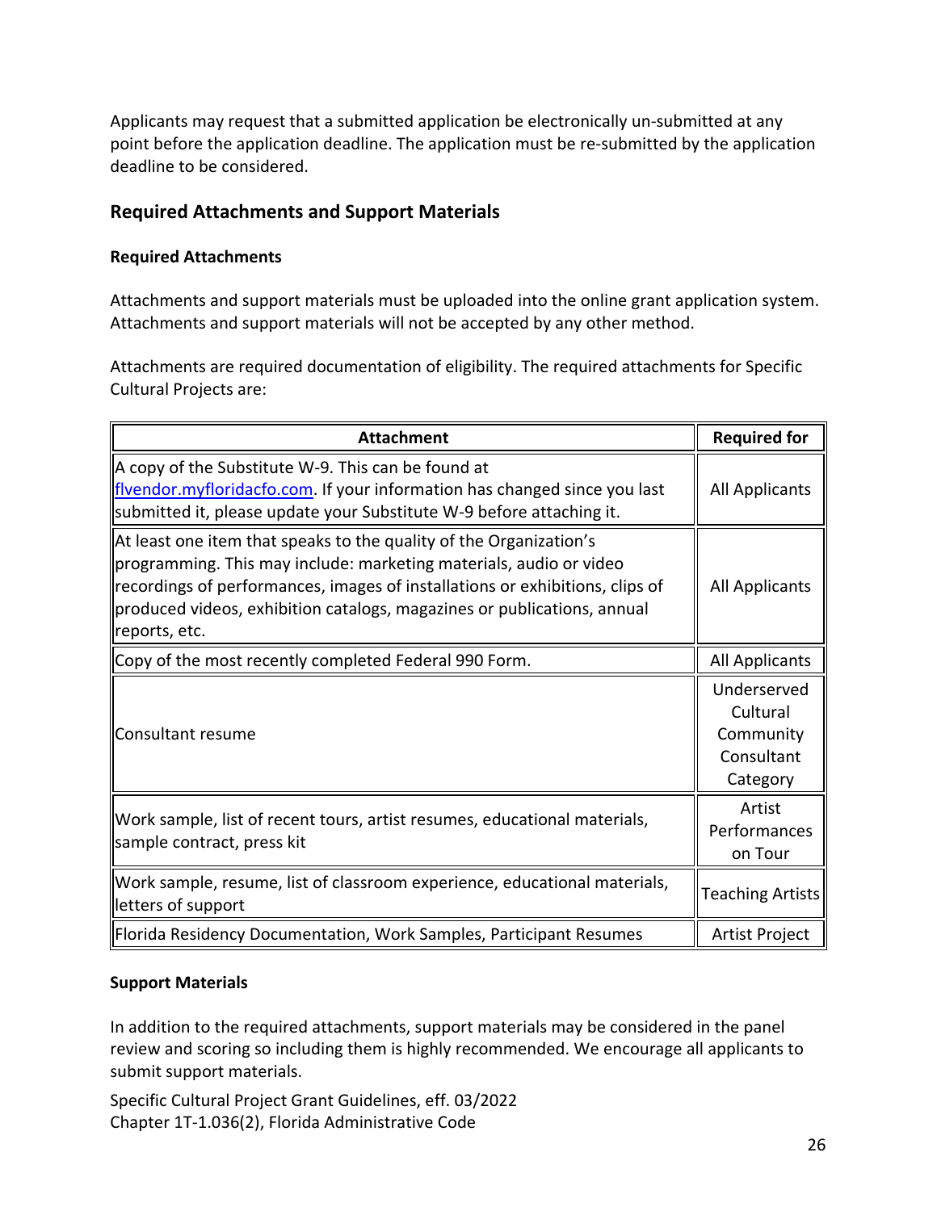Applicants may request that a submitted application be electronically un-submitted at any point before the application deadline. The application must be re-submitted by the application deadline to be considered.

## Required Attachments and Support Materials

### Required Attachments

Attachments and support materials must be uploaded into the online grant application system. Attachments and support materials will not be accepted by any other method.

Attachments are required documentation of eligibility. The required attachments for Specific Cultural Projects are:

| Attachment | Required for |
|---|---|
| A copy of the Substitute W-9. This can be found at [flvendor.myfloridacfo.com](flvendor.myfloridacfo.com). If your information has changed since you last submitted it, please update your Substitute W-9 before attaching it. | All Applicants |
| At least one item that speaks to the quality of the Organization's programming. This may include: marketing materials, audio or video recordings of performances, images of installations or exhibitions, clips of produced videos, exhibition catalogs, magazines or publications, annual reports, etc. | All Applicants |
| Copy of the most recently completed Federal 990 Form. | All Applicants |
| Consultant resume | Underserved Cultural Community Consultant Category |
| Work sample, list of recent tours, artist resumes, educational materials, sample contract, press kit | Artist Performances on Tour |
| Work sample, resume, list of classroom experience, educational materials, letters of support | Teaching Artists |
| Florida Residency Documentation, Work Samples, Participant Resumes | Artist Project |

### Support Materials

In addition to the required attachments, support materials may be considered in the panel review and scoring so including them is highly recommended. We encourage all applicants to submit support materials.

Specific Cultural Project Grant Guidelines, eff. 03/2022
Chapter 1T-1.036(2), Florida Administrative Code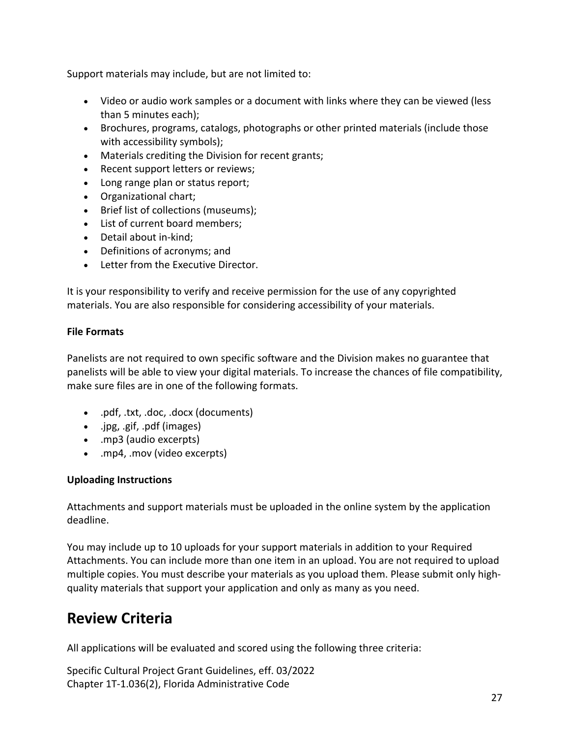Support materials may include, but are not limited to:

- Video or audio work samples or a document with links where they can be viewed (less than 5 minutes each);
- Brochures, programs, catalogs, photographs or other printed materials (include those with accessibility symbols);
- Materials crediting the Division for recent grants;
- Recent support letters or reviews;
- Long range plan or status report;
- Organizational chart;
- Brief list of collections (museums);
- List of current board members;
- Detail about in-kind;
- Definitions of acronyms; and
- Letter from the Executive Director.

It is your responsibility to verify and receive permission for the use of any copyrighted materials. You are also responsible for considering accessibility of your materials.

**File Formats**

Panelists are not required to own specific software and the Division makes no guarantee that panelists will be able to view your digital materials. To increase the chances of file compatibility, make sure files are in one of the following formats.

- .pdf, .txt, .doc, .docx (documents)
- .jpg, .gif, .pdf (images)
- .mp3 (audio excerpts)
- .mp4, .mov (video excerpts)

**Uploading Instructions**

Attachments and support materials must be uploaded in the online system by the application deadline.

You may include up to 10 uploads for your support materials in addition to your Required Attachments. You can include more than one item in an upload. You are not required to upload multiple copies. You must describe your materials as you upload them. Please submit only high-quality materials that support your application and only as many as you need.

## Review Criteria

All applications will be evaluated and scored using the following three criteria: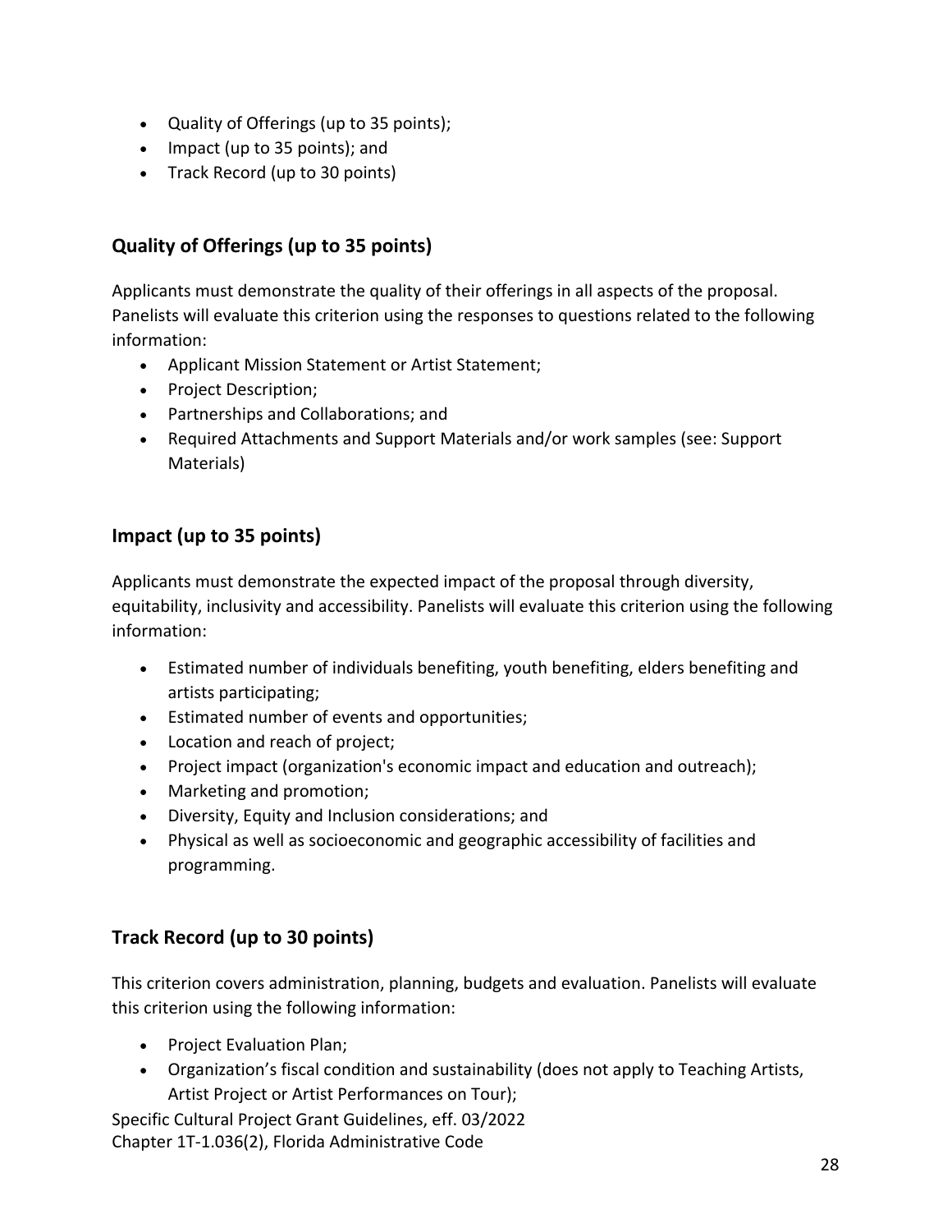- Quality of Offerings (up to 35 points);
- Impact (up to 35 points); and
- Track Record (up to 30 points)

## Quality of Offerings (up to 35 points)

Applicants must demonstrate the quality of their offerings in all aspects of the proposal. Panelists will evaluate this criterion using the responses to questions related to the following information:

- Applicant Mission Statement or Artist Statement;
- Project Description;
- Partnerships and Collaborations; and
- Required Attachments and Support Materials and/or work samples (see: Support Materials)

## Impact (up to 35 points)

Applicants must demonstrate the expected impact of the proposal through diversity, equitability, inclusivity and accessibility. Panelists will evaluate this criterion using the following information:

- Estimated number of individuals benefiting, youth benefiting, elders benefiting and artists participating;
- Estimated number of events and opportunities;
- Location and reach of project;
- Project impact (organization's economic impact and education and outreach);
- Marketing and promotion;
- Diversity, Equity and Inclusion considerations; and
- Physical as well as socioeconomic and geographic accessibility of facilities and programming.

## Track Record (up to 30 points)

This criterion covers administration, planning, budgets and evaluation. Panelists will evaluate this criterion using the following information:

- Project Evaluation Plan;
- Organization's fiscal condition and sustainability (does not apply to Teaching Artists, Artist Project or Artist Performances on Tour);

Specific Cultural Project Grant Guidelines, eff. 03/2022
Chapter 1T-1.036(2), Florida Administrative Code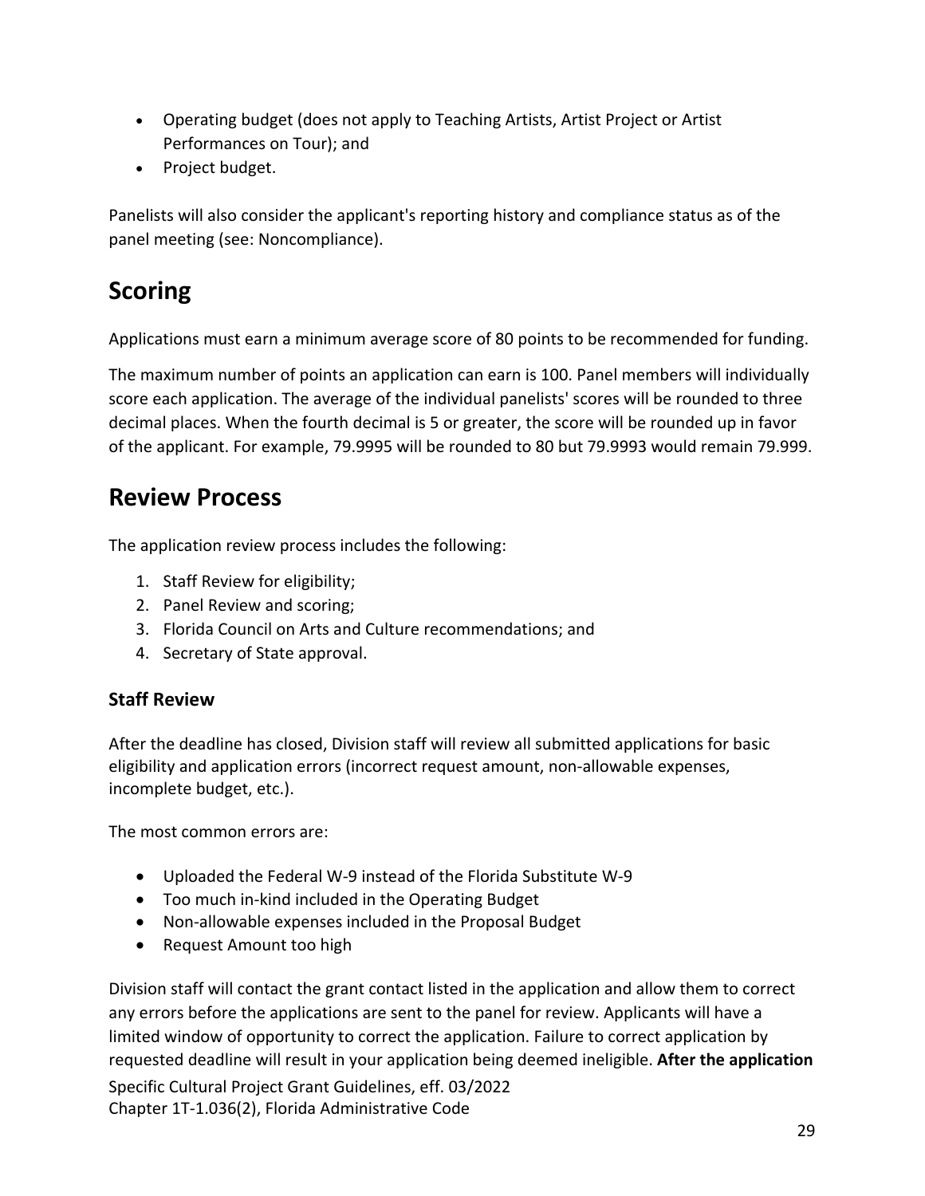- Operating budget (does not apply to Teaching Artists, Artist Project or Artist Performances on Tour); and
- Project budget.

Panelists will also consider the applicant's reporting history and compliance status as of the panel meeting (see: Noncompliance).

# Scoring

Applications must earn a minimum average score of 80 points to be recommended for funding.

The maximum number of points an application can earn is 100. Panel members will individually score each application. The average of the individual panelists' scores will be rounded to three decimal places. When the fourth decimal is 5 or greater, the score will be rounded up in favor of the applicant. For example, 79.9995 will be rounded to 80 but 79.9993 would remain 79.999.

# Review Process

The application review process includes the following:

1. Staff Review for eligibility;
2. Panel Review and scoring;
3. Florida Council on Arts and Culture recommendations; and
4. Secretary of State approval.

## Staff Review

After the deadline has closed, Division staff will review all submitted applications for basic eligibility and application errors (incorrect request amount, non-allowable expenses, incomplete budget, etc.).

The most common errors are:

- Uploaded the Federal W-9 instead of the Florida Substitute W-9
- Too much in-kind included in the Operating Budget
- Non-allowable expenses included in the Proposal Budget
- Request Amount too high

Division staff will contact the grant contact listed in the application and allow them to correct any errors before the applications are sent to the panel for review. Applicants will have a limited window of opportunity to correct the application. Failure to correct application by requested deadline will result in your application being deemed ineligible. **After the application**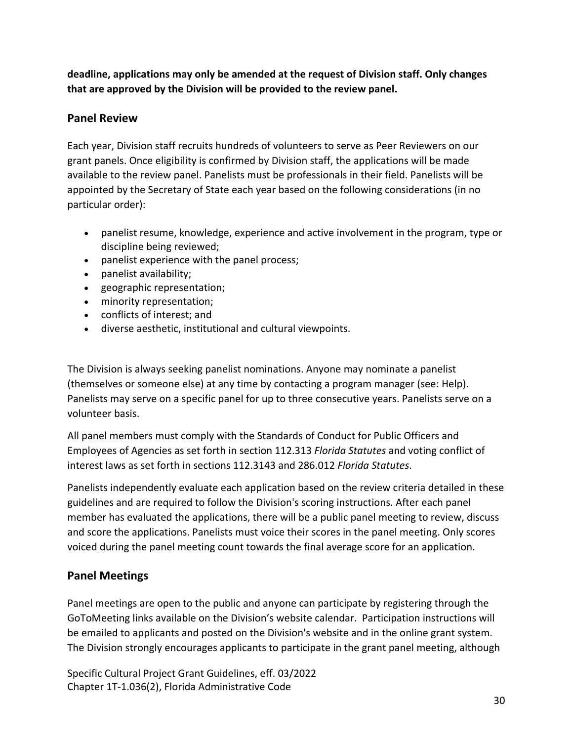**deadline, applications may only be amended at the request of Division staff. Only changes that are approved by the Division will be provided to the review panel.**

## Panel Review

Each year, Division staff recruits hundreds of volunteers to serve as Peer Reviewers on our grant panels. Once eligibility is confirmed by Division staff, the applications will be made available to the review panel. Panelists must be professionals in their field. Panelists will be appointed by the Secretary of State each year based on the following considerations (in no particular order):

- panelist resume, knowledge, experience and active involvement in the program, type or discipline being reviewed;
- panelist experience with the panel process;
- panelist availability;
- geographic representation;
- minority representation;
- conflicts of interest; and
- diverse aesthetic, institutional and cultural viewpoints.

The Division is always seeking panelist nominations. Anyone may nominate a panelist (themselves or someone else) at any time by contacting a program manager (see: Help). Panelists may serve on a specific panel for up to three consecutive years. Panelists serve on a volunteer basis.

All panel members must comply with the Standards of Conduct for Public Officers and Employees of Agencies as set forth in section 112.313 *Florida Statutes* and voting conflict of interest laws as set forth in sections 112.3143 and 286.012 *Florida Statutes*.

Panelists independently evaluate each application based on the review criteria detailed in these guidelines and are required to follow the Division's scoring instructions. After each panel member has evaluated the applications, there will be a public panel meeting to review, discuss and score the applications. Panelists must voice their scores in the panel meeting. Only scores voiced during the panel meeting count towards the final average score for an application.

## Panel Meetings

Panel meetings are open to the public and anyone can participate by registering through the GoToMeeting links available on the Division's website calendar. Participation instructions will be emailed to applicants and posted on the Division's website and in the online grant system. The Division strongly encourages applicants to participate in the grant panel meeting, although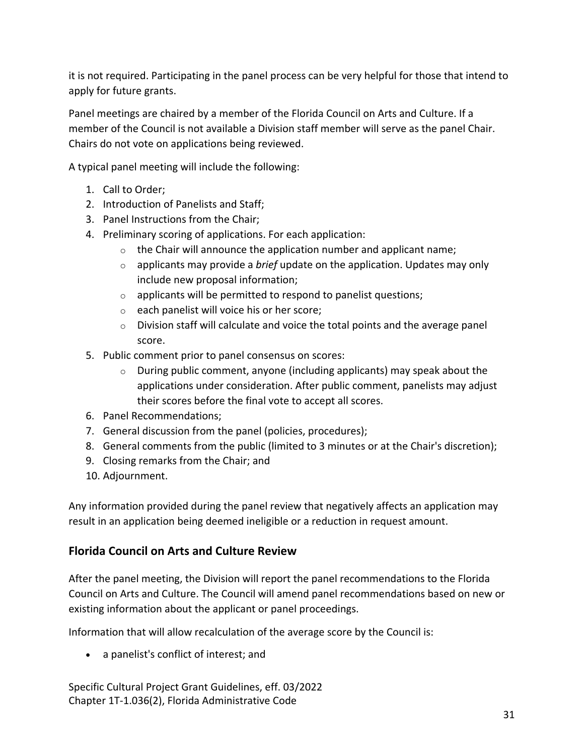it is not required. Participating in the panel process can be very helpful for those that intend to apply for future grants.

Panel meetings are chaired by a member of the Florida Council on Arts and Culture. If a member of the Council is not available a Division staff member will serve as the panel Chair. Chairs do not vote on applications being reviewed.

A typical panel meeting will include the following:

1. Call to Order;
2. Introduction of Panelists and Staff;
3. Panel Instructions from the Chair;
4. Preliminary scoring of applications. For each application:
   - the Chair will announce the application number and applicant name;
   - applicants may provide a *brief* update on the application. Updates may only include new proposal information;
   - applicants will be permitted to respond to panelist questions;
   - each panelist will voice his or her score;
   - Division staff will calculate and voice the total points and the average panel score.
5. Public comment prior to panel consensus on scores:
   - During public comment, anyone (including applicants) may speak about the applications under consideration. After public comment, panelists may adjust their scores before the final vote to accept all scores.
6. Panel Recommendations;
7. General discussion from the panel (policies, procedures);
8. General comments from the public (limited to 3 minutes or at the Chair's discretion);
9. Closing remarks from the Chair; and
10. Adjournment.

Any information provided during the panel review that negatively affects an application may result in an application being deemed ineligible or a reduction in request amount.

## Florida Council on Arts and Culture Review

After the panel meeting, the Division will report the panel recommendations to the Florida Council on Arts and Culture. The Council will amend panel recommendations based on new or existing information about the applicant or panel proceedings.

Information that will allow recalculation of the average score by the Council is:

- a panelist's conflict of interest; and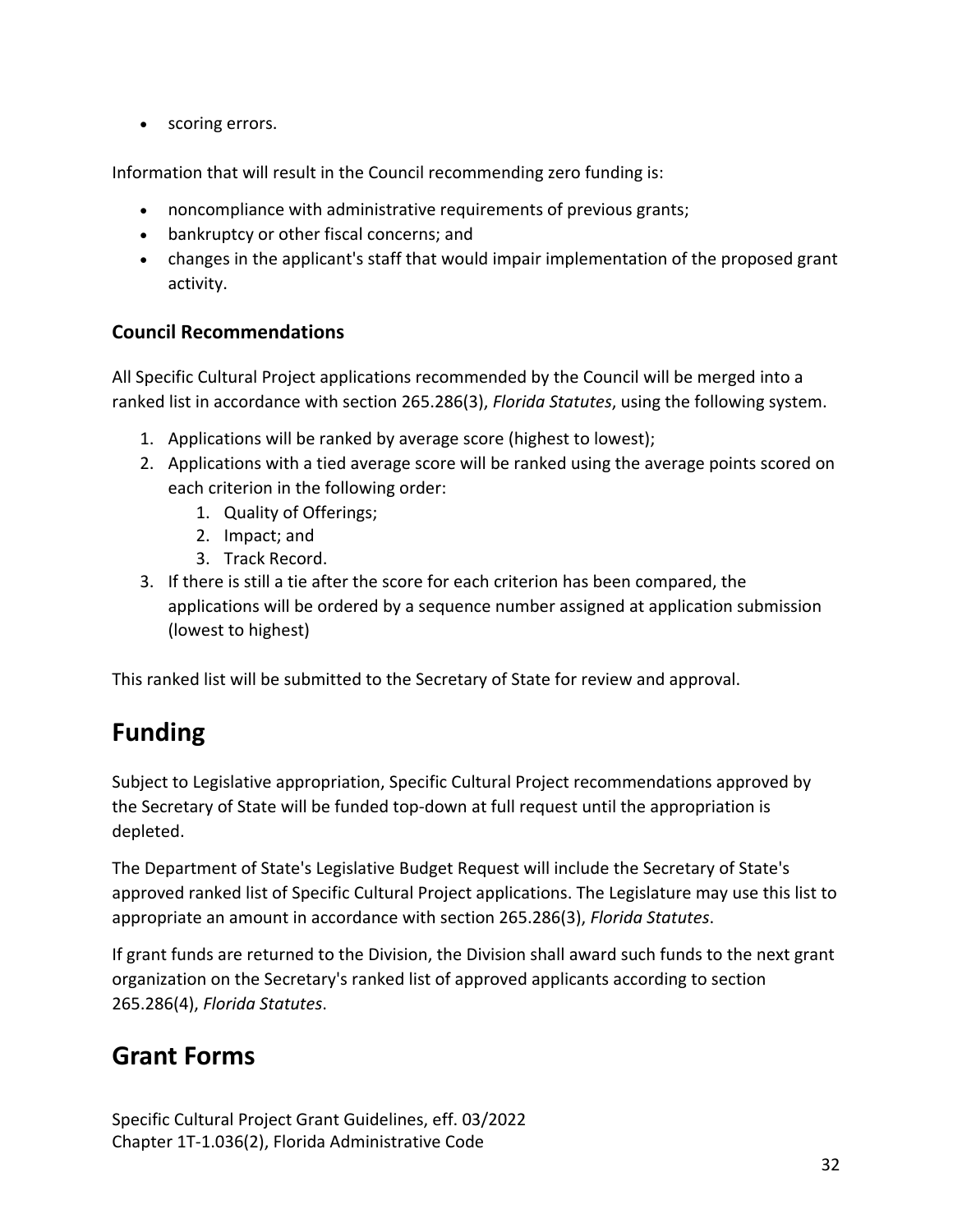- scoring errors.

Information that will result in the Council recommending zero funding is:

- noncompliance with administrative requirements of previous grants;
- bankruptcy or other fiscal concerns; and
- changes in the applicant's staff that would impair implementation of the proposed grant activity.

### Council Recommendations

All Specific Cultural Project applications recommended by the Council will be merged into a ranked list in accordance with section 265.286(3), *Florida Statutes*, using the following system.

1. Applications will be ranked by average score (highest to lowest);
2. Applications with a tied average score will be ranked using the average points scored on each criterion in the following order:
    1. Quality of Offerings;
    2. Impact; and
    3. Track Record.
3. If there is still a tie after the score for each criterion has been compared, the applications will be ordered by a sequence number assigned at application submission (lowest to highest)

This ranked list will be submitted to the Secretary of State for review and approval.

## Funding

Subject to Legislative appropriation, Specific Cultural Project recommendations approved by the Secretary of State will be funded top-down at full request until the appropriation is depleted.

The Department of State's Legislative Budget Request will include the Secretary of State's approved ranked list of Specific Cultural Project applications. The Legislature may use this list to appropriate an amount in accordance with section 265.286(3), *Florida Statutes*.

If grant funds are returned to the Division, the Division shall award such funds to the next grant organization on the Secretary's ranked list of approved applicants according to section 265.286(4), *Florida Statutes*.

## Grant Forms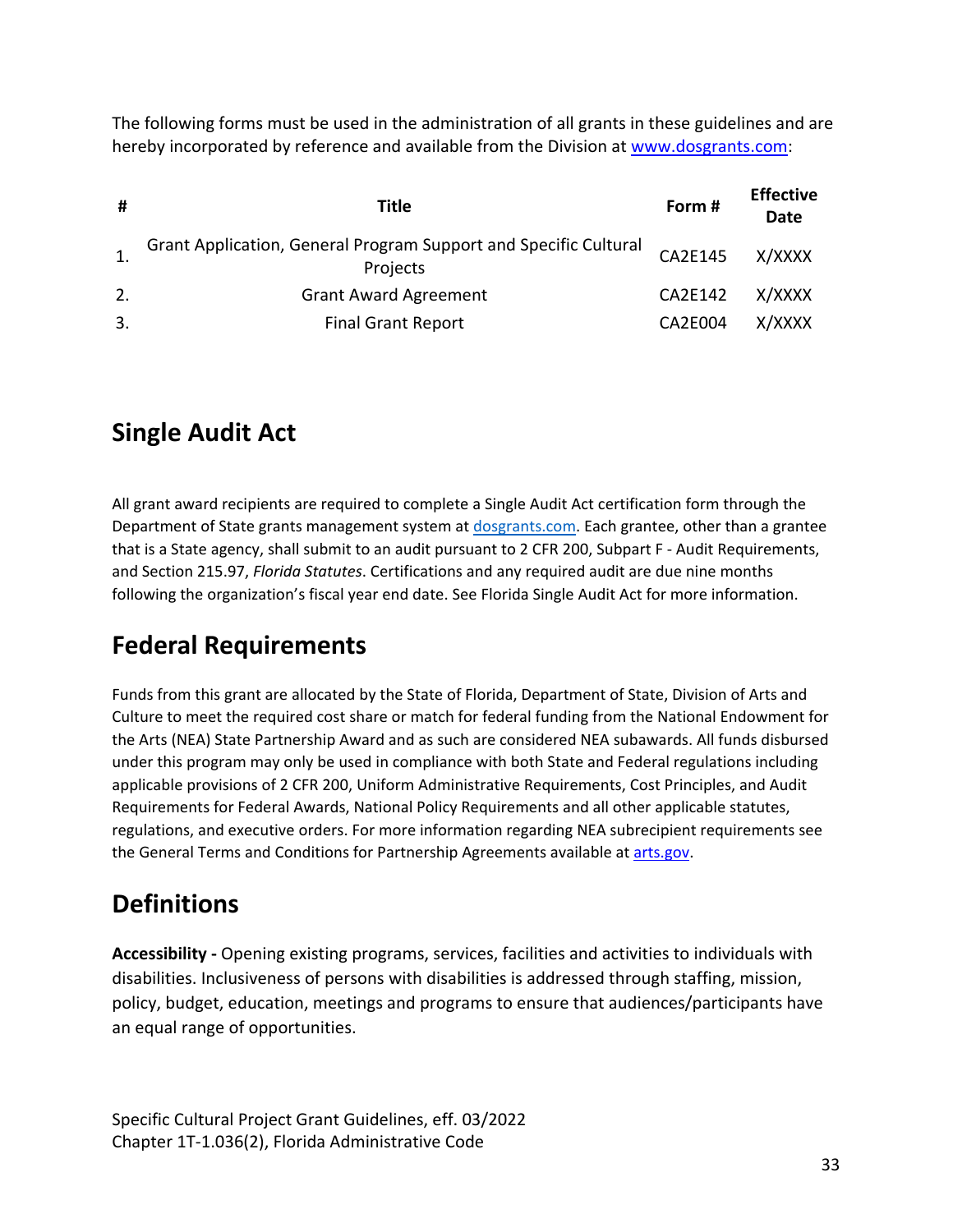The following forms must be used in the administration of all grants in these guidelines and are hereby incorporated by reference and available from the Division at [www.dosgrants.com](http://www.dosgrants.com):

| # | Title | Form # | Effective Date |
|---|---|---|---|
| 1. | Grant Application, General Program Support and Specific Cultural Projects | CA2E145 | X/XXXX |
| 2. | Grant Award Agreement | CA2E142 | X/XXXX |
| 3. | Final Grant Report | CA2E004 | X/XXXX |

## Single Audit Act

All grant award recipients are required to complete a Single Audit Act certification form through the Department of State grants management system at [dosgrants.com](http://dosgrants.com). Each grantee, other than a grantee that is a State agency, shall submit to an audit pursuant to 2 CFR 200, Subpart F - Audit Requirements, and Section 215.97, *Florida Statutes*. Certifications and any required audit are due nine months following the organization's fiscal year end date. See Florida Single Audit Act for more information.

## Federal Requirements

Funds from this grant are allocated by the State of Florida, Department of State, Division of Arts and Culture to meet the required cost share or match for federal funding from the National Endowment for the Arts (NEA) State Partnership Award and as such are considered NEA subawards. All funds disbursed under this program may only be used in compliance with both State and Federal regulations including applicable provisions of 2 CFR 200, Uniform Administrative Requirements, Cost Principles, and Audit Requirements for Federal Awards, National Policy Requirements and all other applicable statutes, regulations, and executive orders. For more information regarding NEA subrecipient requirements see the General Terms and Conditions for Partnership Agreements available at [arts.gov](http://arts.gov).

## Definitions

**Accessibility -** Opening existing programs, services, facilities and activities to individuals with disabilities. Inclusiveness of persons with disabilities is addressed through staffing, mission, policy, budget, education, meetings and programs to ensure that audiences/participants have an equal range of opportunities.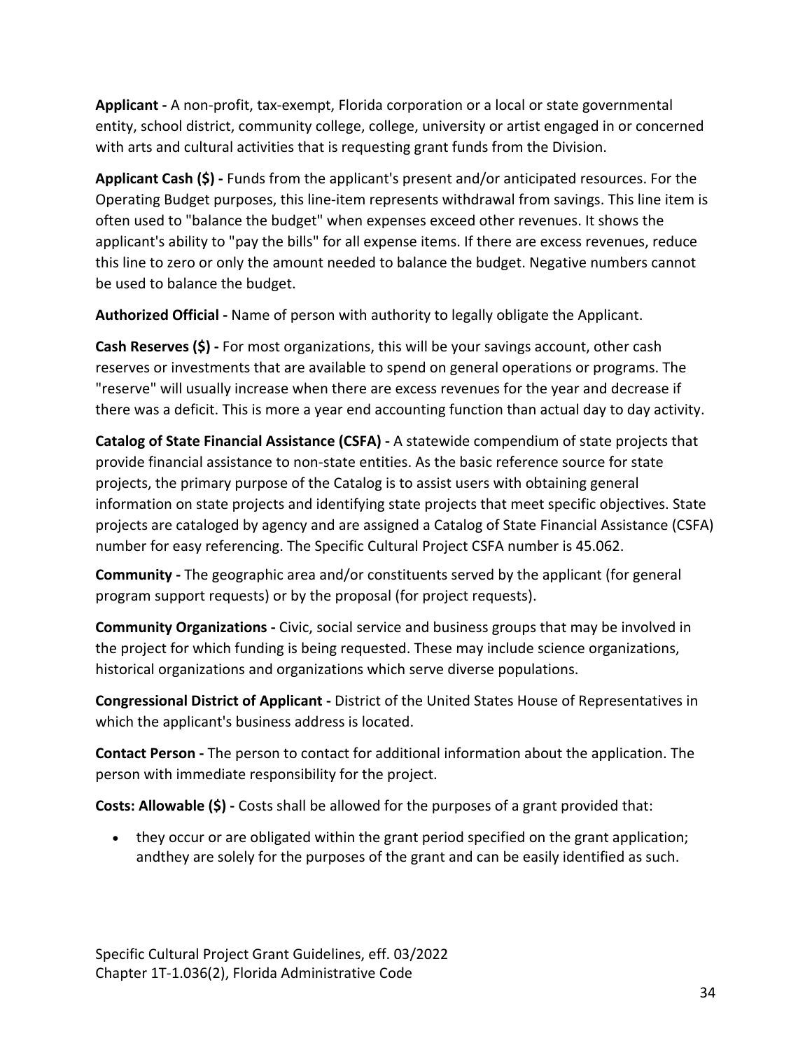**Applicant -** A non-profit, tax-exempt, Florida corporation or a local or state governmental entity, school district, community college, college, university or artist engaged in or concerned with arts and cultural activities that is requesting grant funds from the Division.

**Applicant Cash ($) -** Funds from the applicant's present and/or anticipated resources. For the Operating Budget purposes, this line-item represents withdrawal from savings. This line item is often used to "balance the budget" when expenses exceed other revenues. It shows the applicant's ability to "pay the bills" for all expense items. If there are excess revenues, reduce this line to zero or only the amount needed to balance the budget. Negative numbers cannot be used to balance the budget.

**Authorized Official -** Name of person with authority to legally obligate the Applicant.

**Cash Reserves ($) -** For most organizations, this will be your savings account, other cash reserves or investments that are available to spend on general operations or programs. The "reserve" will usually increase when there are excess revenues for the year and decrease if there was a deficit. This is more a year end accounting function than actual day to day activity.

**Catalog of State Financial Assistance (CSFA) -** A statewide compendium of state projects that provide financial assistance to non-state entities. As the basic reference source for state projects, the primary purpose of the Catalog is to assist users with obtaining general information on state projects and identifying state projects that meet specific objectives. State projects are cataloged by agency and are assigned a Catalog of State Financial Assistance (CSFA) number for easy referencing. The Specific Cultural Project CSFA number is 45.062.

**Community -** The geographic area and/or constituents served by the applicant (for general program support requests) or by the proposal (for project requests).

**Community Organizations -** Civic, social service and business groups that may be involved in the project for which funding is being requested. These may include science organizations, historical organizations and organizations which serve diverse populations.

**Congressional District of Applicant -** District of the United States House of Representatives in which the applicant's business address is located.

**Contact Person -** The person to contact for additional information about the application. The person with immediate responsibility for the project.

**Costs: Allowable ($) -** Costs shall be allowed for the purposes of a grant provided that:

- they occur or are obligated within the grant period specified on the grant application; andthey are solely for the purposes of the grant and can be easily identified as such.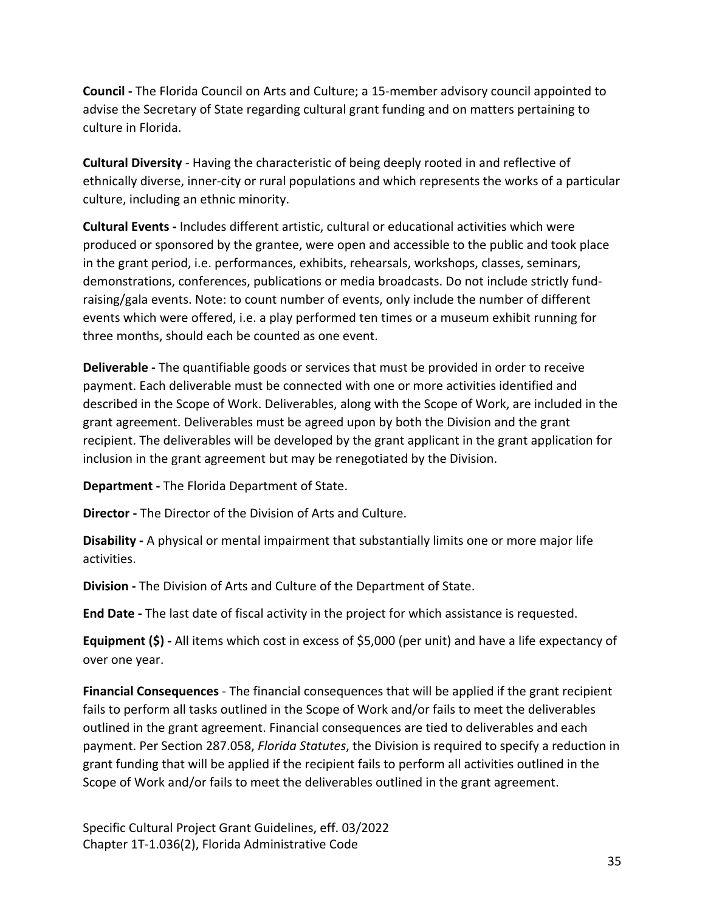**Council -** The Florida Council on Arts and Culture; a 15-member advisory council appointed to advise the Secretary of State regarding cultural grant funding and on matters pertaining to culture in Florida.

**Cultural Diversity** - Having the characteristic of being deeply rooted in and reflective of ethnically diverse, inner-city or rural populations and which represents the works of a particular culture, including an ethnic minority.

**Cultural Events -** Includes different artistic, cultural or educational activities which were produced or sponsored by the grantee, were open and accessible to the public and took place in the grant period, i.e. performances, exhibits, rehearsals, workshops, classes, seminars, demonstrations, conferences, publications or media broadcasts. Do not include strictly fund-raising/gala events. Note: to count number of events, only include the number of different events which were offered, i.e. a play performed ten times or a museum exhibit running for three months, should each be counted as one event.

**Deliverable -** The quantifiable goods or services that must be provided in order to receive payment. Each deliverable must be connected with one or more activities identified and described in the Scope of Work. Deliverables, along with the Scope of Work, are included in the grant agreement. Deliverables must be agreed upon by both the Division and the grant recipient. The deliverables will be developed by the grant applicant in the grant application for inclusion in the grant agreement but may be renegotiated by the Division.

**Department -** The Florida Department of State.

**Director -** The Director of the Division of Arts and Culture.

**Disability -** A physical or mental impairment that substantially limits one or more major life activities.

**Division -** The Division of Arts and Culture of the Department of State.

**End Date -** The last date of fiscal activity in the project for which assistance is requested.

**Equipment ($) -** All items which cost in excess of $5,000 (per unit) and have a life expectancy of over one year.

**Financial Consequences** - The financial consequences that will be applied if the grant recipient fails to perform all tasks outlined in the Scope of Work and/or fails to meet the deliverables outlined in the grant agreement. Financial consequences are tied to deliverables and each payment. Per Section 287.058, *Florida Statutes*, the Division is required to specify a reduction in grant funding that will be applied if the recipient fails to perform all activities outlined in the Scope of Work and/or fails to meet the deliverables outlined in the grant agreement.

Specific Cultural Project Grant Guidelines, eff. 03/2022
Chapter 1T-1.036(2), Florida Administrative Code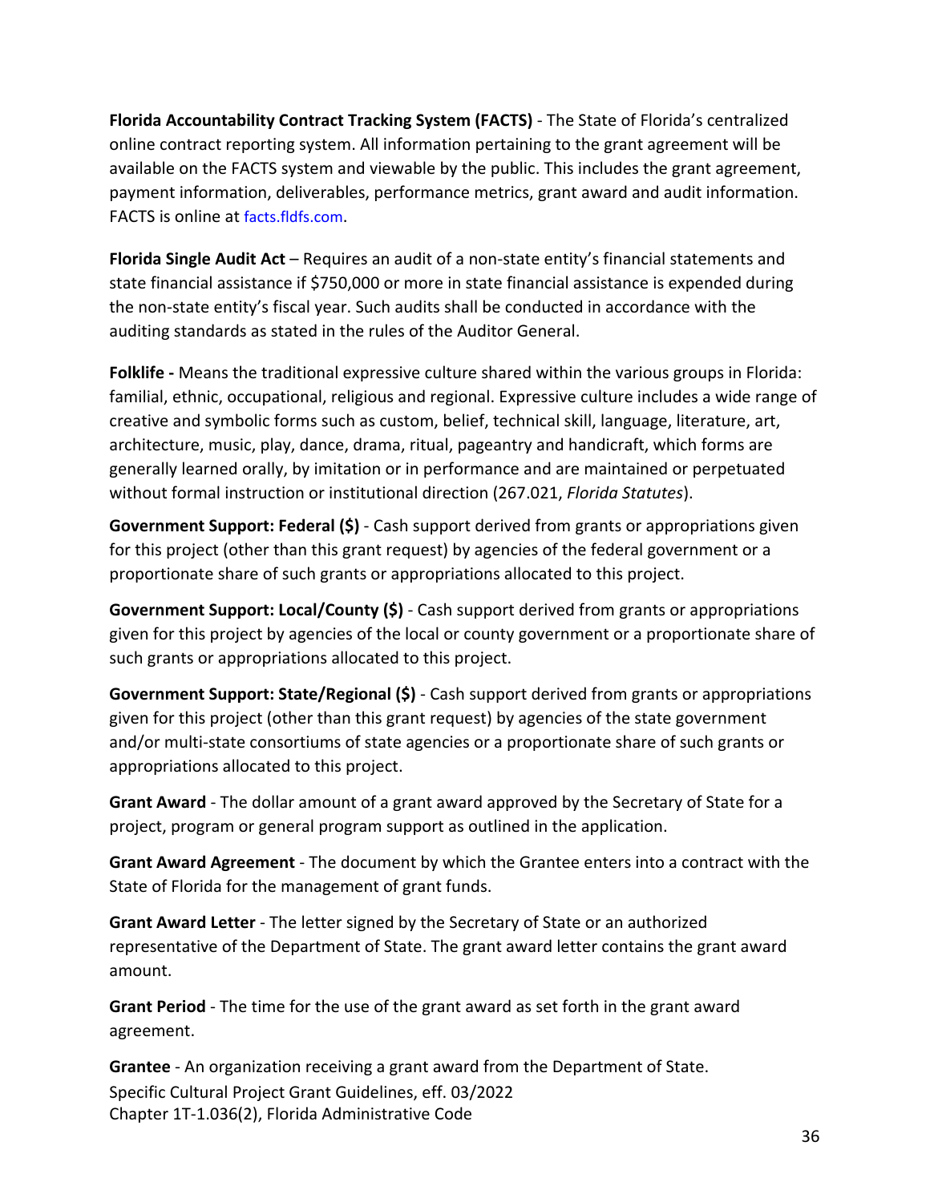**Florida Accountability Contract Tracking System (FACTS)** - The State of Florida's centralized online contract reporting system. All information pertaining to the grant agreement will be available on the FACTS system and viewable by the public. This includes the grant agreement, payment information, deliverables, performance metrics, grant award and audit information. FACTS is online at facts.fldfs.com.

**Florida Single Audit Act** – Requires an audit of a non-state entity's financial statements and state financial assistance if $750,000 or more in state financial assistance is expended during the non-state entity's fiscal year. Such audits shall be conducted in accordance with the auditing standards as stated in the rules of the Auditor General.

**Folklife -** Means the traditional expressive culture shared within the various groups in Florida: familial, ethnic, occupational, religious and regional. Expressive culture includes a wide range of creative and symbolic forms such as custom, belief, technical skill, language, literature, art, architecture, music, play, dance, drama, ritual, pageantry and handicraft, which forms are generally learned orally, by imitation or in performance and are maintained or perpetuated without formal instruction or institutional direction (267.021, *Florida Statutes*).

**Government Support: Federal ($)** - Cash support derived from grants or appropriations given for this project (other than this grant request) by agencies of the federal government or a proportionate share of such grants or appropriations allocated to this project.

**Government Support: Local/County ($)** - Cash support derived from grants or appropriations given for this project by agencies of the local or county government or a proportionate share of such grants or appropriations allocated to this project.

**Government Support: State/Regional ($)** - Cash support derived from grants or appropriations given for this project (other than this grant request) by agencies of the state government and/or multi-state consortiums of state agencies or a proportionate share of such grants or appropriations allocated to this project.

**Grant Award** - The dollar amount of a grant award approved by the Secretary of State for a project, program or general program support as outlined in the application.

**Grant Award Agreement** - The document by which the Grantee enters into a contract with the State of Florida for the management of grant funds.

**Grant Award Letter** - The letter signed by the Secretary of State or an authorized representative of the Department of State. The grant award letter contains the grant award amount.

**Grant Period** - The time for the use of the grant award as set forth in the grant award agreement.

**Grantee** - An organization receiving a grant award from the Department of State.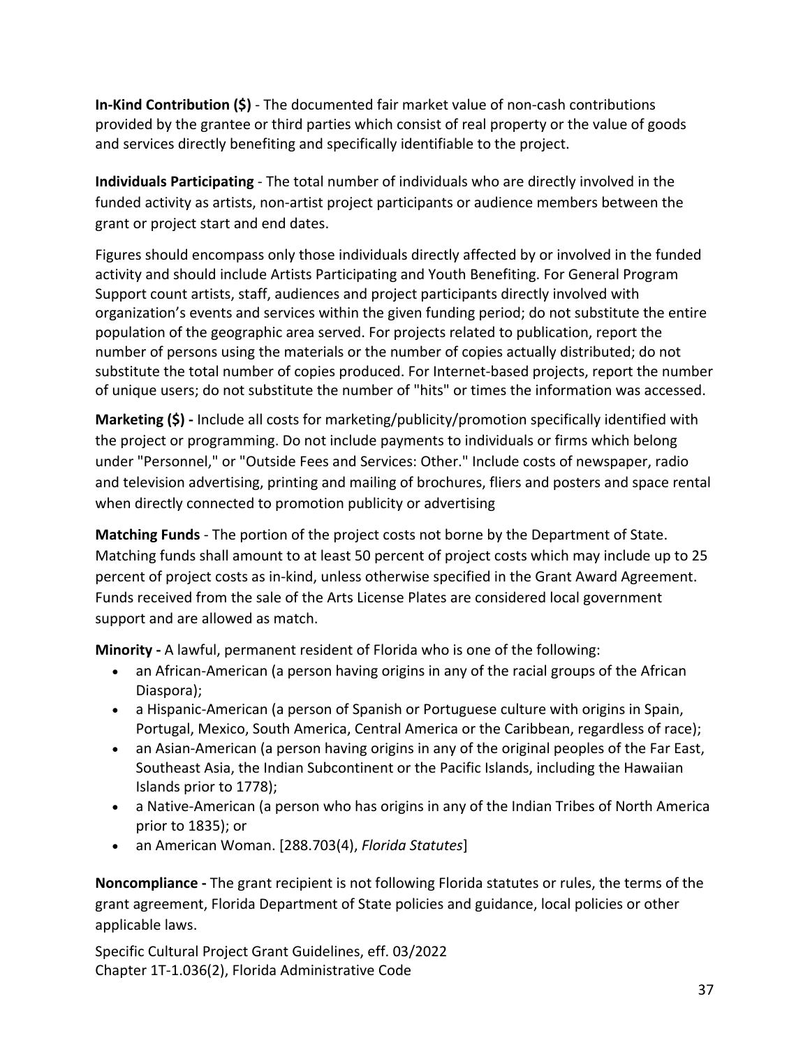**In-Kind Contribution ($)** - The documented fair market value of non-cash contributions provided by the grantee or third parties which consist of real property or the value of goods and services directly benefiting and specifically identifiable to the project.

**Individuals Participating** - The total number of individuals who are directly involved in the funded activity as artists, non-artist project participants or audience members between the grant or project start and end dates.

Figures should encompass only those individuals directly affected by or involved in the funded activity and should include Artists Participating and Youth Benefiting. For General Program Support count artists, staff, audiences and project participants directly involved with organization's events and services within the given funding period; do not substitute the entire population of the geographic area served. For projects related to publication, report the number of persons using the materials or the number of copies actually distributed; do not substitute the total number of copies produced. For Internet-based projects, report the number of unique users; do not substitute the number of "hits" or times the information was accessed.

**Marketing ($) -** Include all costs for marketing/publicity/promotion specifically identified with the project or programming. Do not include payments to individuals or firms which belong under "Personnel," or "Outside Fees and Services: Other." Include costs of newspaper, radio and television advertising, printing and mailing of brochures, fliers and posters and space rental when directly connected to promotion publicity or advertising

**Matching Funds** - The portion of the project costs not borne by the Department of State. Matching funds shall amount to at least 50 percent of project costs which may include up to 25 percent of project costs as in-kind, unless otherwise specified in the Grant Award Agreement. Funds received from the sale of the Arts License Plates are considered local government support and are allowed as match.

**Minority -** A lawful, permanent resident of Florida who is one of the following:

- an African-American (a person having origins in any of the racial groups of the African Diaspora);
- a Hispanic-American (a person of Spanish or Portuguese culture with origins in Spain, Portugal, Mexico, South America, Central America or the Caribbean, regardless of race);
- an Asian-American (a person having origins in any of the original peoples of the Far East, Southeast Asia, the Indian Subcontinent or the Pacific Islands, including the Hawaiian Islands prior to 1778);
- a Native-American (a person who has origins in any of the Indian Tribes of North America prior to 1835); or
- an American Woman. [288.703(4), *Florida Statutes*]

**Noncompliance -** The grant recipient is not following Florida statutes or rules, the terms of the grant agreement, Florida Department of State policies and guidance, local policies or other applicable laws.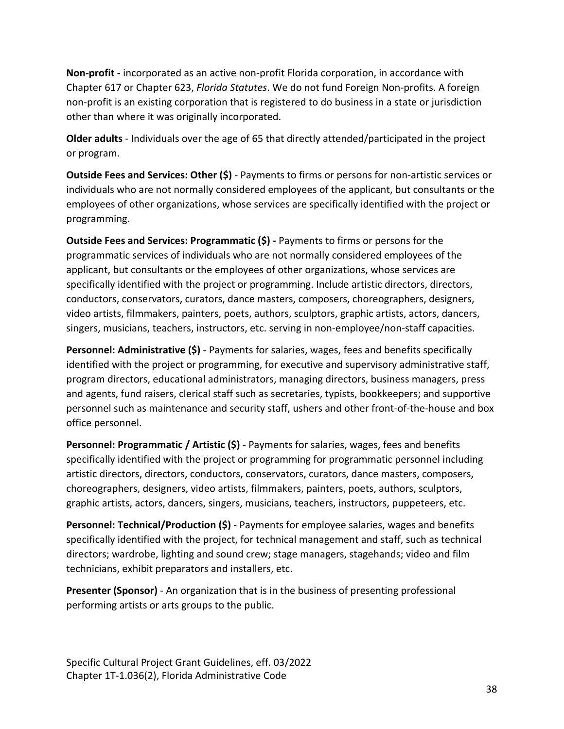**Non-profit -** incorporated as an active non-profit Florida corporation, in accordance with Chapter 617 or Chapter 623, *Florida Statutes*. We do not fund Foreign Non-profits. A foreign non-profit is an existing corporation that is registered to do business in a state or jurisdiction other than where it was originally incorporated.

**Older adults** - Individuals over the age of 65 that directly attended/participated in the project or program.

**Outside Fees and Services: Other ($)** - Payments to firms or persons for non-artistic services or individuals who are not normally considered employees of the applicant, but consultants or the employees of other organizations, whose services are specifically identified with the project or programming.

**Outside Fees and Services: Programmatic ($) -** Payments to firms or persons for the programmatic services of individuals who are not normally considered employees of the applicant, but consultants or the employees of other organizations, whose services are specifically identified with the project or programming. Include artistic directors, directors, conductors, conservators, curators, dance masters, composers, choreographers, designers, video artists, filmmakers, painters, poets, authors, sculptors, graphic artists, actors, dancers, singers, musicians, teachers, instructors, etc. serving in non-employee/non-staff capacities.

**Personnel: Administrative ($)** - Payments for salaries, wages, fees and benefits specifically identified with the project or programming, for executive and supervisory administrative staff, program directors, educational administrators, managing directors, business managers, press and agents, fund raisers, clerical staff such as secretaries, typists, bookkeepers; and supportive personnel such as maintenance and security staff, ushers and other front-of-the-house and box office personnel.

**Personnel: Programmatic / Artistic ($)** - Payments for salaries, wages, fees and benefits specifically identified with the project or programming for programmatic personnel including artistic directors, directors, conductors, conservators, curators, dance masters, composers, choreographers, designers, video artists, filmmakers, painters, poets, authors, sculptors, graphic artists, actors, dancers, singers, musicians, teachers, instructors, puppeteers, etc.

**Personnel: Technical/Production ($)** - Payments for employee salaries, wages and benefits specifically identified with the project, for technical management and staff, such as technical directors; wardrobe, lighting and sound crew; stage managers, stagehands; video and film technicians, exhibit preparators and installers, etc.

**Presenter (Sponsor)** - An organization that is in the business of presenting professional performing artists or arts groups to the public.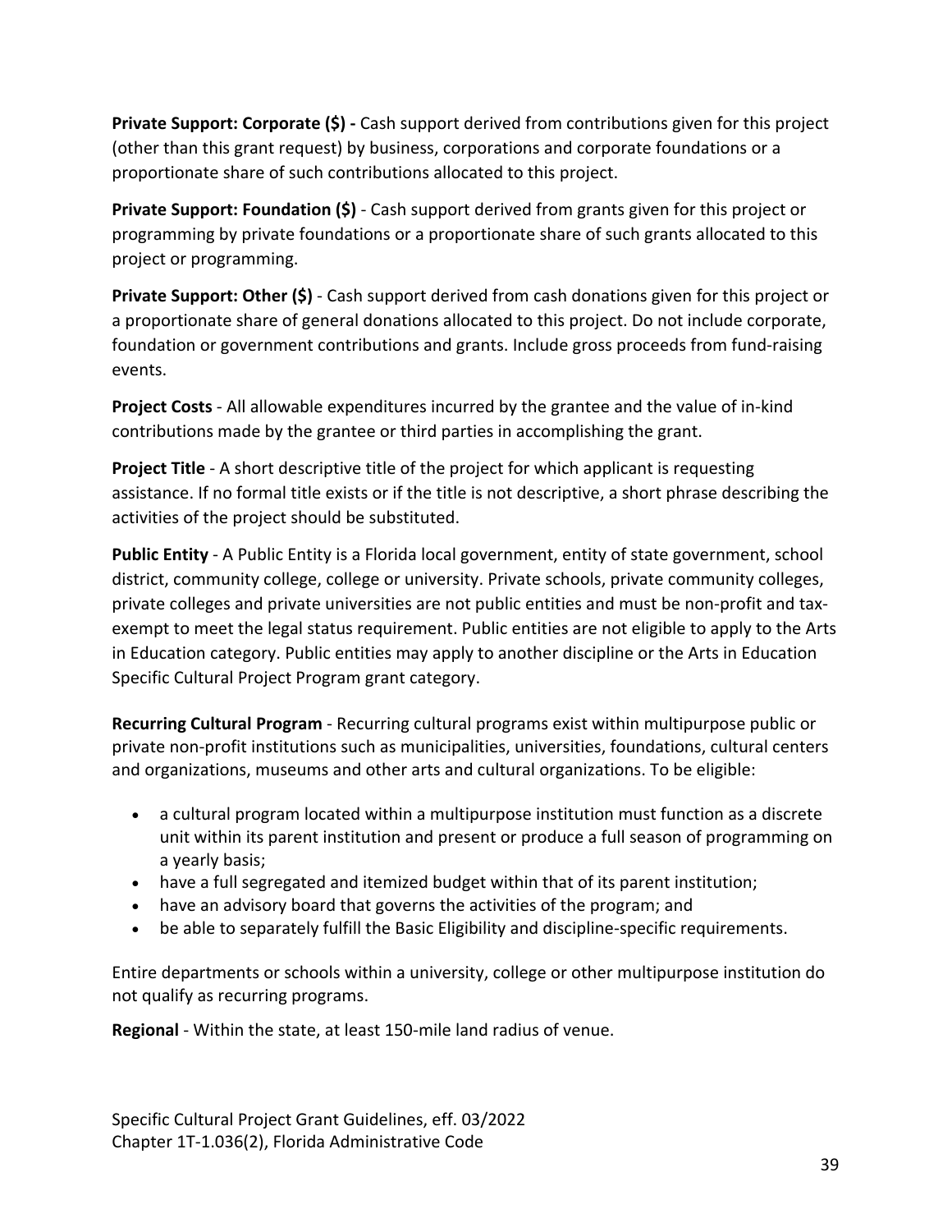**Private Support: Corporate ($) -** Cash support derived from contributions given for this project (other than this grant request) by business, corporations and corporate foundations or a proportionate share of such contributions allocated to this project.

**Private Support: Foundation ($)** - Cash support derived from grants given for this project or programming by private foundations or a proportionate share of such grants allocated to this project or programming.

**Private Support: Other ($)** - Cash support derived from cash donations given for this project or a proportionate share of general donations allocated to this project. Do not include corporate, foundation or government contributions and grants. Include gross proceeds from fund-raising events.

**Project Costs** - All allowable expenditures incurred by the grantee and the value of in-kind contributions made by the grantee or third parties in accomplishing the grant.

**Project Title** - A short descriptive title of the project for which applicant is requesting assistance. If no formal title exists or if the title is not descriptive, a short phrase describing the activities of the project should be substituted.

**Public Entity** - A Public Entity is a Florida local government, entity of state government, school district, community college, college or university. Private schools, private community colleges, private colleges and private universities are not public entities and must be non-profit and tax-exempt to meet the legal status requirement. Public entities are not eligible to apply to the Arts in Education category. Public entities may apply to another discipline or the Arts in Education Specific Cultural Project Program grant category.

**Recurring Cultural Program** - Recurring cultural programs exist within multipurpose public or private non-profit institutions such as municipalities, universities, foundations, cultural centers and organizations, museums and other arts and cultural organizations. To be eligible:

- a cultural program located within a multipurpose institution must function as a discrete unit within its parent institution and present or produce a full season of programming on a yearly basis;
- have a full segregated and itemized budget within that of its parent institution;
- have an advisory board that governs the activities of the program; and
- be able to separately fulfill the Basic Eligibility and discipline-specific requirements.

Entire departments or schools within a university, college or other multipurpose institution do not qualify as recurring programs.

**Regional** - Within the state, at least 150-mile land radius of venue.

Specific Cultural Project Grant Guidelines, eff. 03/2022
Chapter 1T-1.036(2), Florida Administrative Code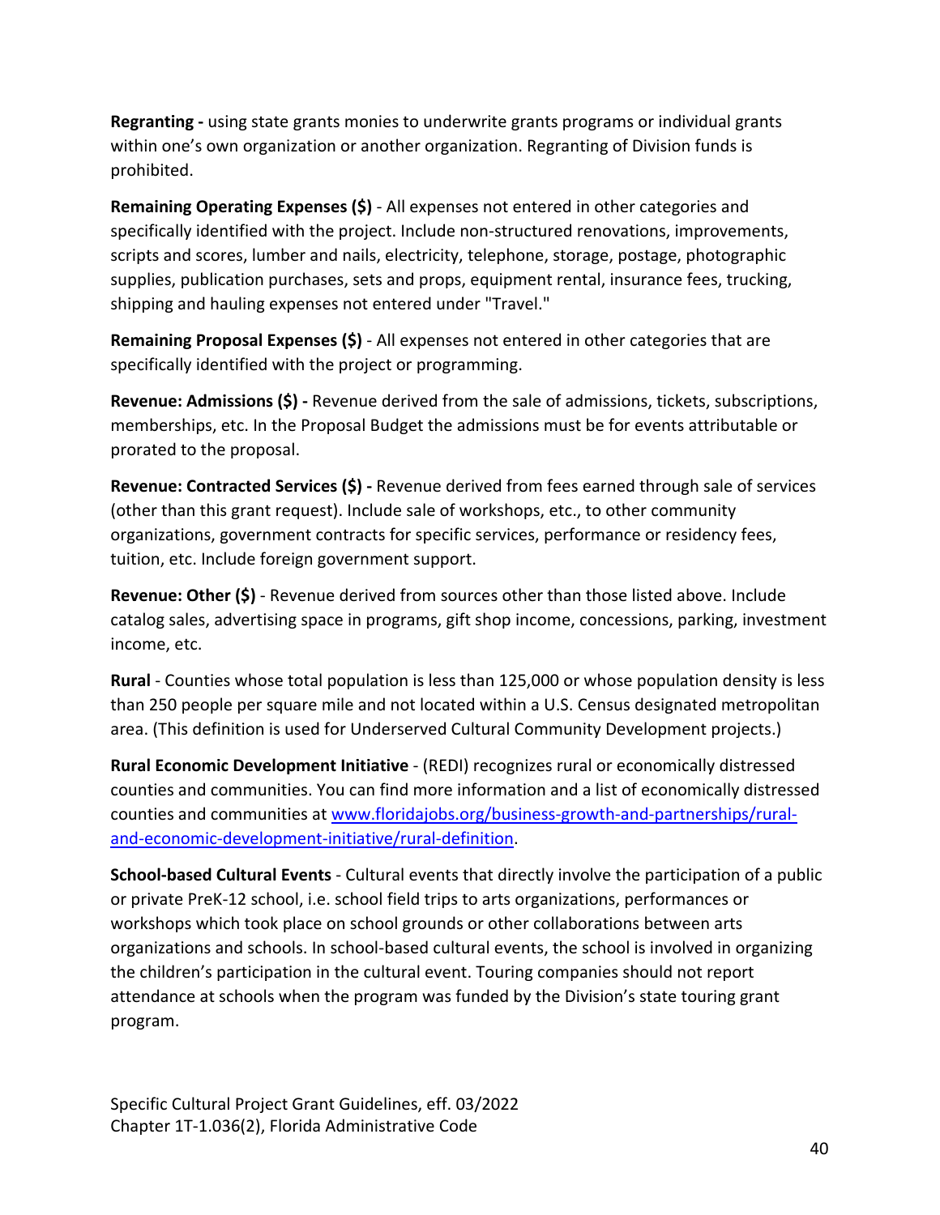**Regranting -** using state grants monies to underwrite grants programs or individual grants within one's own organization or another organization. Regranting of Division funds is prohibited.

**Remaining Operating Expenses ($)** - All expenses not entered in other categories and specifically identified with the project. Include non-structured renovations, improvements, scripts and scores, lumber and nails, electricity, telephone, storage, postage, photographic supplies, publication purchases, sets and props, equipment rental, insurance fees, trucking, shipping and hauling expenses not entered under "Travel."

**Remaining Proposal Expenses ($)** - All expenses not entered in other categories that are specifically identified with the project or programming.

**Revenue: Admissions ($) -** Revenue derived from the sale of admissions, tickets, subscriptions, memberships, etc. In the Proposal Budget the admissions must be for events attributable or prorated to the proposal.

**Revenue: Contracted Services ($) -** Revenue derived from fees earned through sale of services (other than this grant request). Include sale of workshops, etc., to other community organizations, government contracts for specific services, performance or residency fees, tuition, etc. Include foreign government support.

**Revenue: Other ($)** - Revenue derived from sources other than those listed above. Include catalog sales, advertising space in programs, gift shop income, concessions, parking, investment income, etc.

**Rural** - Counties whose total population is less than 125,000 or whose population density is less than 250 people per square mile and not located within a U.S. Census designated metropolitan area. (This definition is used for Underserved Cultural Community Development projects.)

**Rural Economic Development Initiative** - (REDI) recognizes rural or economically distressed counties and communities. You can find more information and a list of economically distressed counties and communities at [www.floridajobs.org/business-growth-and-partnerships/rural-and-economic-development-initiative/rural-definition](www.floridajobs.org/business-growth-and-partnerships/rural-and-economic-development-initiative/rural-definition).

**School-based Cultural Events** - Cultural events that directly involve the participation of a public or private PreK-12 school, i.e. school field trips to arts organizations, performances or workshops which took place on school grounds or other collaborations between arts organizations and schools. In school-based cultural events, the school is involved in organizing the children's participation in the cultural event. Touring companies should not report attendance at schools when the program was funded by the Division's state touring grant program.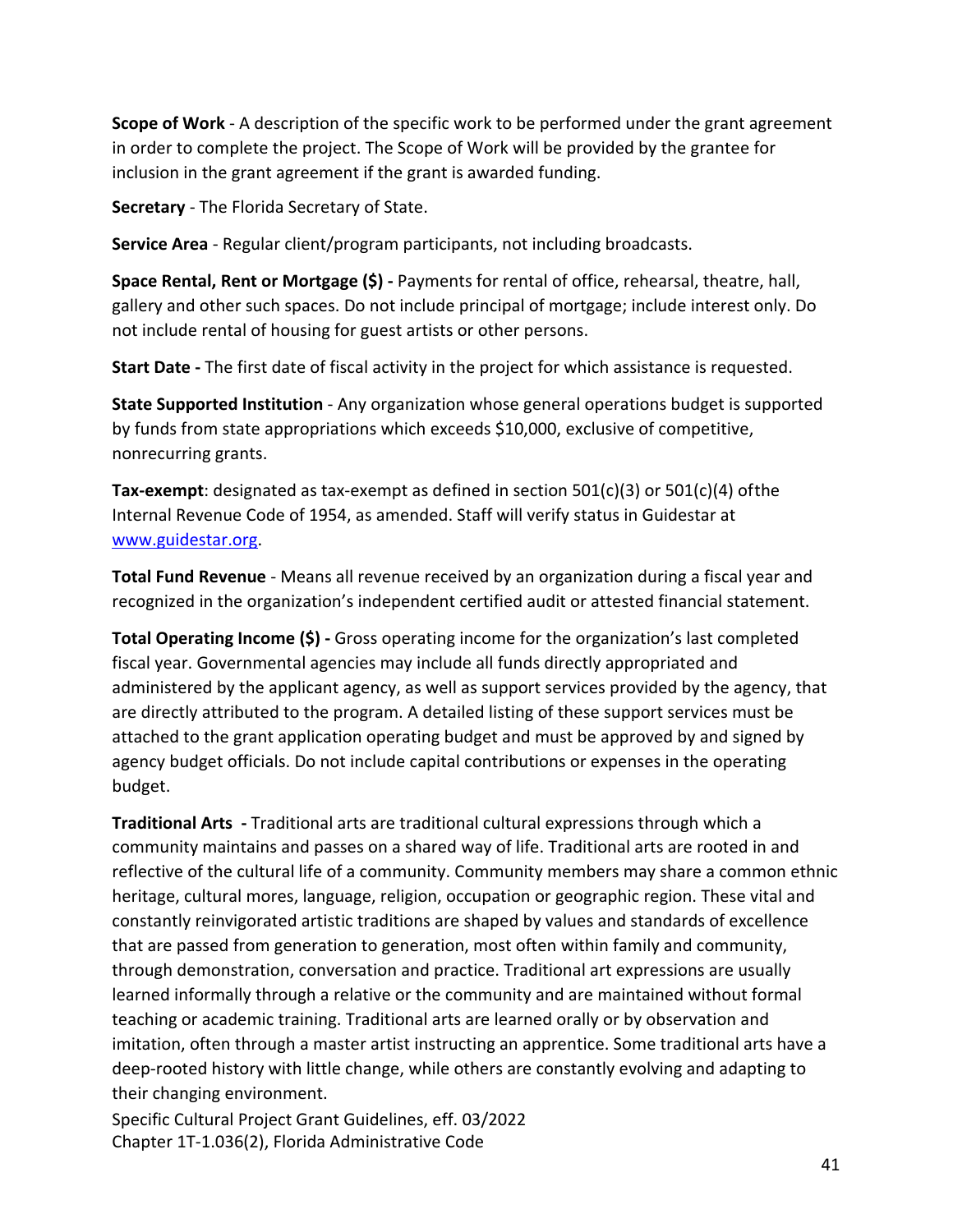**Scope of Work** - A description of the specific work to be performed under the grant agreement in order to complete the project. The Scope of Work will be provided by the grantee for inclusion in the grant agreement if the grant is awarded funding.

**Secretary** - The Florida Secretary of State.

**Service Area** - Regular client/program participants, not including broadcasts.

**Space Rental, Rent or Mortgage ($) -** Payments for rental of office, rehearsal, theatre, hall, gallery and other such spaces. Do not include principal of mortgage; include interest only. Do not include rental of housing for guest artists or other persons.

**Start Date -** The first date of fiscal activity in the project for which assistance is requested.

**State Supported Institution** - Any organization whose general operations budget is supported by funds from state appropriations which exceeds $10,000, exclusive of competitive, nonrecurring grants.

**Tax-exempt**: designated as tax-exempt as defined in section 501(c)(3) or 501(c)(4) ofthe Internal Revenue Code of 1954, as amended. Staff will verify status in Guidestar at [www.guidestar.org](http://www.guidestar.org).

**Total Fund Revenue** - Means all revenue received by an organization during a fiscal year and recognized in the organization's independent certified audit or attested financial statement.

**Total Operating Income ($) -** Gross operating income for the organization's last completed fiscal year. Governmental agencies may include all funds directly appropriated and administered by the applicant agency, as well as support services provided by the agency, that are directly attributed to the program. A detailed listing of these support services must be attached to the grant application operating budget and must be approved by and signed by agency budget officials. Do not include capital contributions or expenses in the operating budget.

**Traditional Arts -** Traditional arts are traditional cultural expressions through which a community maintains and passes on a shared way of life. Traditional arts are rooted in and reflective of the cultural life of a community. Community members may share a common ethnic heritage, cultural mores, language, religion, occupation or geographic region. These vital and constantly reinvigorated artistic traditions are shaped by values and standards of excellence that are passed from generation to generation, most often within family and community, through demonstration, conversation and practice. Traditional art expressions are usually learned informally through a relative or the community and are maintained without formal teaching or academic training. Traditional arts are learned orally or by observation and imitation, often through a master artist instructing an apprentice. Some traditional arts have a deep-rooted history with little change, while others are constantly evolving and adapting to their changing environment.

Specific Cultural Project Grant Guidelines, eff. 03/2022
Chapter 1T-1.036(2), Florida Administrative Code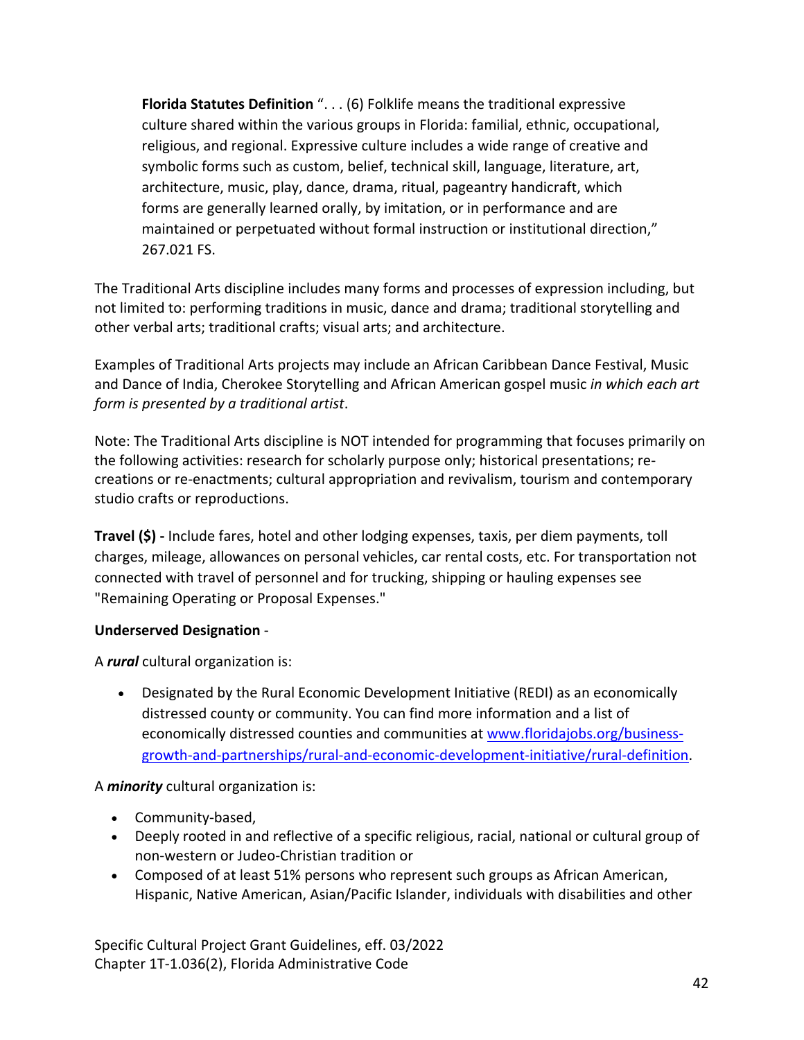> **Florida Statutes Definition** ". . . (6) Folklife means the traditional expressive culture shared within the various groups in Florida: familial, ethnic, occupational, religious, and regional. Expressive culture includes a wide range of creative and symbolic forms such as custom, belief, technical skill, language, literature, art, architecture, music, play, dance, drama, ritual, pageantry handicraft, which forms are generally learned orally, by imitation, or in performance and are maintained or perpetuated without formal instruction or institutional direction," 267.021 FS.

The Traditional Arts discipline includes many forms and processes of expression including, but not limited to: performing traditions in music, dance and drama; traditional storytelling and other verbal arts; traditional crafts; visual arts; and architecture.

Examples of Traditional Arts projects may include an African Caribbean Dance Festival, Music and Dance of India, Cherokee Storytelling and African American gospel music *in which each art form is presented by a traditional artist*.

Note: The Traditional Arts discipline is NOT intended for programming that focuses primarily on the following activities: research for scholarly purpose only; historical presentations; re-creations or re-enactments; cultural appropriation and revivalism, tourism and contemporary studio crafts or reproductions.

**Travel ($) -** Include fares, hotel and other lodging expenses, taxis, per diem payments, toll charges, mileage, allowances on personal vehicles, car rental costs, etc. For transportation not connected with travel of personnel and for trucking, shipping or hauling expenses see "Remaining Operating or Proposal Expenses."

**Underserved Designation** -

A ***rural*** cultural organization is:

- Designated by the Rural Economic Development Initiative (REDI) as an economically distressed county or community. You can find more information and a list of economically distressed counties and communities at [www.floridajobs.org/business-growth-and-partnerships/rural-and-economic-development-initiative/rural-definition](www.floridajobs.org/business-growth-and-partnerships/rural-and-economic-development-initiative/rural-definition).

A ***minority*** cultural organization is:

- Community-based,
- Deeply rooted in and reflective of a specific religious, racial, national or cultural group of non-western or Judeo-Christian tradition or
- Composed of at least 51% persons who represent such groups as African American, Hispanic, Native American, Asian/Pacific Islander, individuals with disabilities and other

Specific Cultural Project Grant Guidelines, eff. 03/2022
Chapter 1T-1.036(2), Florida Administrative Code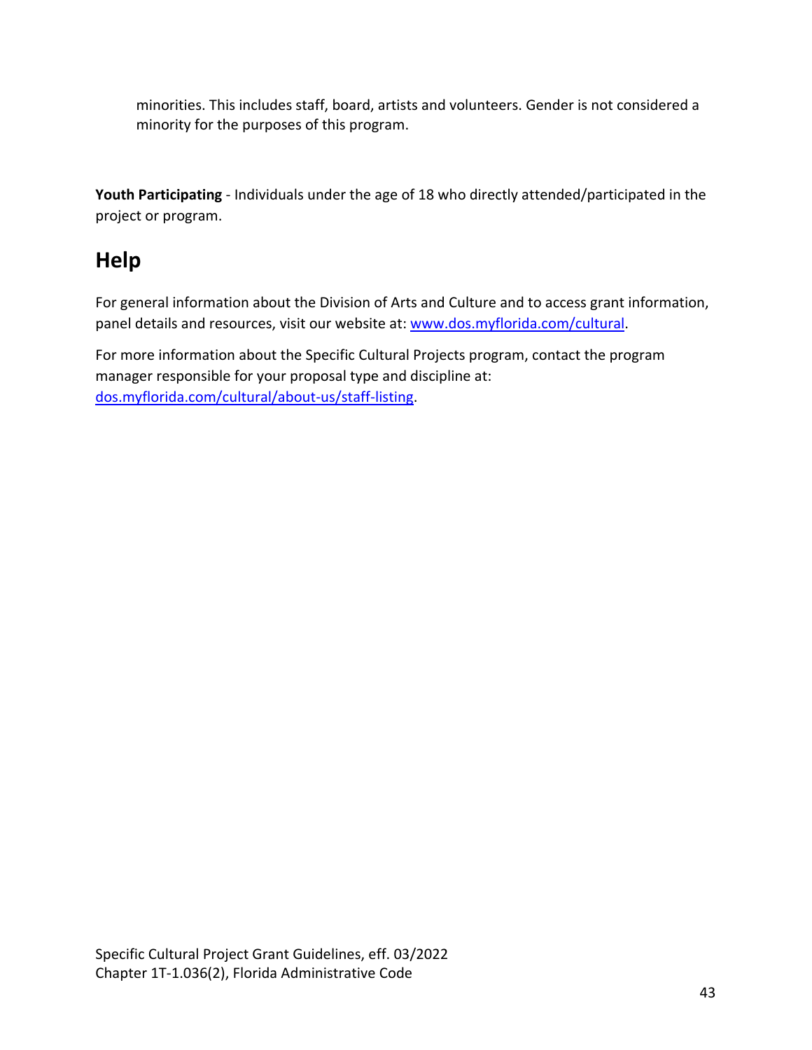minorities. This includes staff, board, artists and volunteers. Gender is not considered a minority for the purposes of this program.

**Youth Participating** - Individuals under the age of 18 who directly attended/participated in the project or program.

## Help

For general information about the Division of Arts and Culture and to access grant information, panel details and resources, visit our website at: [www.dos.myflorida.com/cultural](http://www.dos.myflorida.com/cultural).

For more information about the Specific Cultural Projects program, contact the program manager responsible for your proposal type and discipline at: [dos.myflorida.com/cultural/about-us/staff-listing](https://dos.myflorida.com/cultural/about-us/staff-listing).